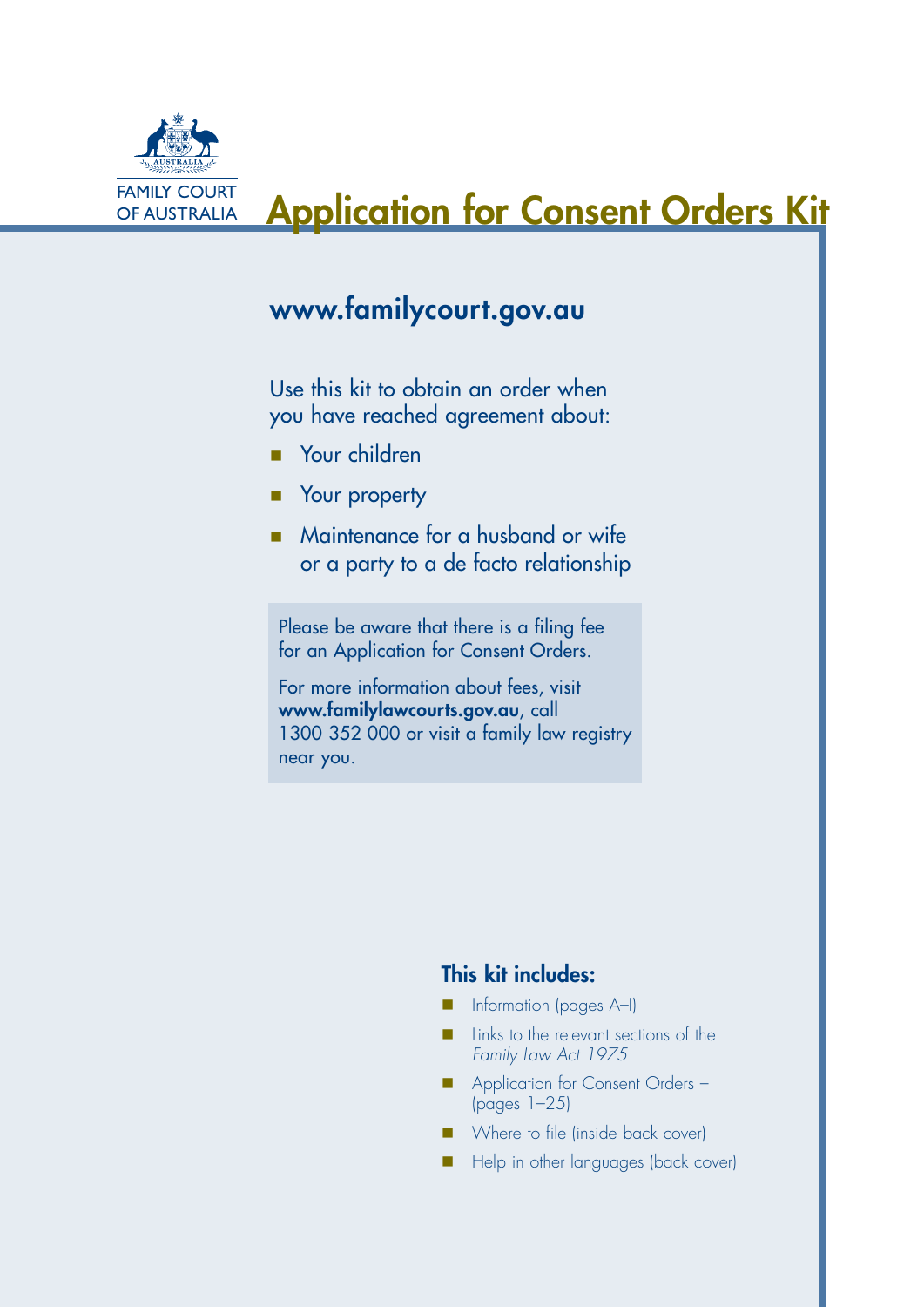FAMILY COURT OF AUSTRALIA

# Application for Consent Orders Kit

## www.familycourt.gov.au

Use this kit to obtain an order when you have reached agreement about:

- Your children
- Your property
- Maintenance for a husband or wife or a party to a de facto relationship

Please be aware that there is a filing fee for an Application for Consent Orders.

For more information about fees, visit **www.familylawcourts.gov.au**, call 1300 352 000 or visit a family law registry near you.

### This kit includes:

- Information (pages A–I)
- Links to the relevant sections of the *Family Law Act 1975*
- Application for Consent Orders – (pages 1–25)
- Where to file (inside back cover)
- Help in other languages (back cover)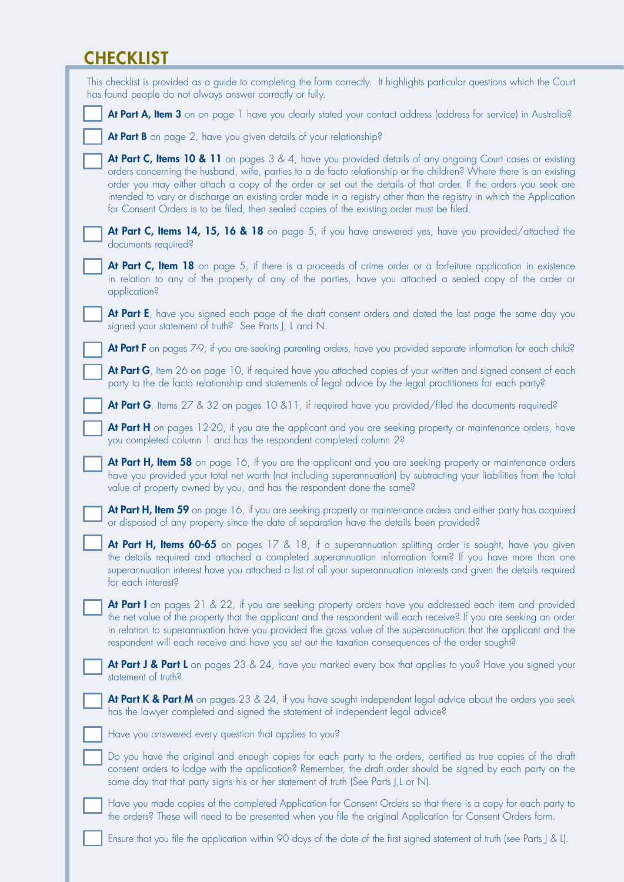# CHECKLIST

This checklist is provided as a guide to completing the form correctly. It highlights particular questions which the Court has found people do not always answer correctly or fully.

- [ ] **At Part A, Item 3** on on page 1 have you clearly stated your contact address (address for service) in Australia?
- [ ] **At Part B** on page 2, have you given details of your relationship?
- [ ] **At Part C, Items 10 & 11** on pages 3 & 4, have you provided details of any ongoing Court cases or existing orders concerning the husband, wife, parties to a de facto relationship or the children? Where there is an existing order you may either attach a copy of the order or set out the details of that order. If the orders you seek are intended to vary or discharge an existing order made in a registry other than the registry in which the Application for Consent Orders is to be filed, then sealed copies of the existing order must be filed.
- [ ] **At Part C, Items 14, 15, 16 & 18** on page 5, if you have answered yes, have you provided/attached the documents required?
- [ ] **At Part C, Item 18** on page 5, if there is a proceeds of crime order or a forfeiture application in existence in relation to any of the property of any of the parties, have you attached a sealed copy of the order or application?
- [ ] **At Part E**, have you signed each page of the draft consent orders and dated the last page the same day you signed your statement of truth? See Parts J, L and N.
- [ ] **At Part F** on pages 7-9, if you are seeking parenting orders, have you provided separate information for each child?
- [ ] **At Part G**, Item 26 on page 10, if required have you attached copies of your written and signed consent of each party to the de facto relationship and statements of legal advice by the legal practitioners for each party?
- [ ] **At Part G**, Items 27 & 32 on pages 10 &11, if required have you provided/filed the documents required?
- [ ] **At Part H** on pages 12-20, if you are the applicant and you are seeking property or maintenance orders, have you completed column 1 and has the respondent completed column 2?
- [ ] **At Part H, Item 58** on page 16, if you are the applicant and you are seeking property or maintenance orders have you provided your total net worth (not including superannuation) by subtracting your liabilities from the total value of property owned by you, and has the respondent done the same?
- [ ] **At Part H, Item 59** on page 16, if you are seeking property or maintenance orders and either party has acquired or disposed of any property since the date of separation have the details been provided?
- [ ] **At Part H, Items 60-65** on pages 17 & 18, if a superannuation splitting order is sought, have you given the details required and attached a completed superannuation information form? If you have more than one superannuation interest have you attached a list of all your superannuation interests and given the details required for each interest?
- [ ] **At Part I** on pages 21 & 22, if you are seeking property orders have you addressed each item and provided the net value of the property that the applicant and the respondent will each receive? If you are seeking an order in relation to superannuation have you provided the gross value of the superannuation that the applicant and the respondent will each receive and have you set out the taxation consequences of the order sought?
- [ ] **At Part J & Part L** on pages 23 & 24, have you marked every box that applies to you? Have you signed your statement of truth?
- [ ] **At Part K & Part M** on pages 23 & 24, if you have sought independent legal advice about the orders you seek has the lawyer completed and signed the statement of independent legal advice?
- [ ] Have you answered every question that applies to you?
- [ ] Do you have the original and enough copies for each party to the orders, certified as true copies of the draft consent orders to lodge with the application? Remember, the draft order should be signed by each party on the same day that that party signs his or her statement of truth (See Parts J,L or N).
- [ ] Have you made copies of the completed Application for Consent Orders so that there is a copy for each party to the orders? These will need to be presented when you file the original Application for Consent Orders form.
- [ ] Ensure that you file the application within 90 days of the date of the first signed statement of truth (see Parts J & L).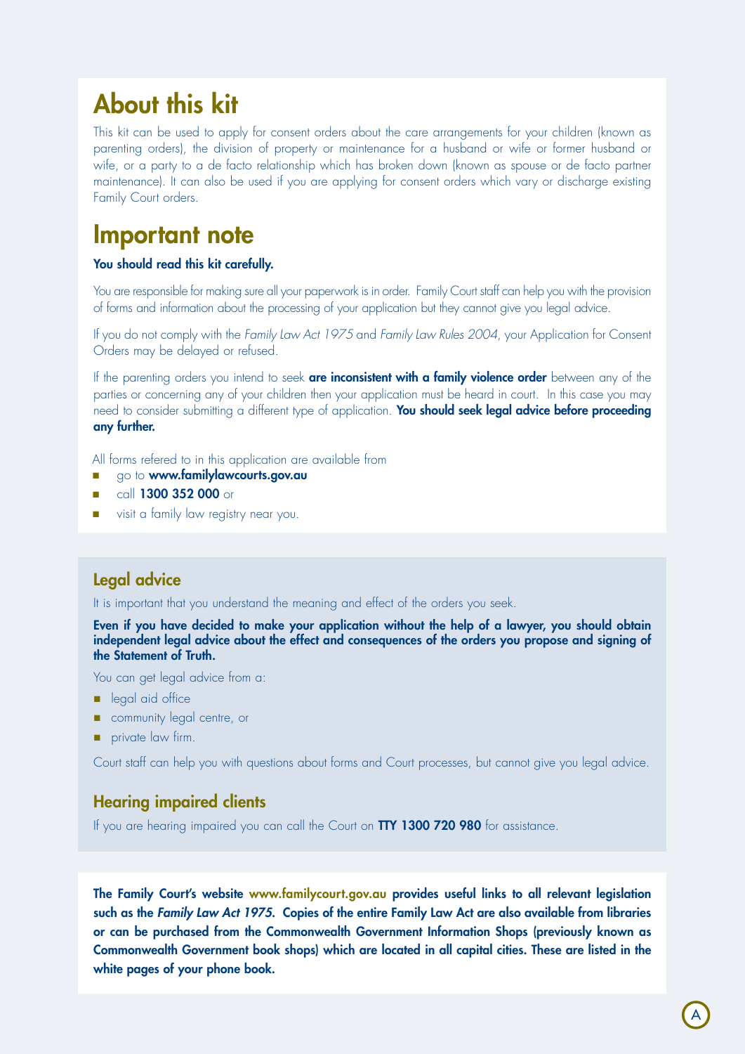# About this kit

This kit can be used to apply for consent orders about the care arrangements for your children (known as parenting orders), the division of property or maintenance for a husband or wife or former husband or wife, or a party to a de facto relationship which has broken down (known as spouse or de facto partner maintenance). It can also be used if you are applying for consent orders which vary or discharge existing Family Court orders.

# Important note

**You should read this kit carefully.**

You are responsible for making sure all your paperwork is in order. Family Court staff can help you with the provision of forms and information about the processing of your application but they cannot give you legal advice.

If you do not comply with the *Family Law Act 1975* and *Family Law Rules 2004*, your Application for Consent Orders may be delayed or refused.

If the parenting orders you intend to seek **are inconsistent with a family violence order** between any of the parties or concerning any of your children then your application must be heard in court. In this case you may need to consider submitting a different type of application. **You should seek legal advice before proceeding any further.**

All forms refered to in this application are available from

- go to **www.familylawcourts.gov.au**
- call **1300 352 000** or
- visit a family law registry near you.

## Legal advice

It is important that you understand the meaning and effect of the orders you seek.

**Even if you have decided to make your application without the help of a lawyer, you should obtain independent legal advice about the effect and consequences of the orders you propose and signing of the Statement of Truth.**

You can get legal advice from a:

- legal aid office
- community legal centre, or
- private law firm.

Court staff can help you with questions about forms and Court processes, but cannot give you legal advice.

## Hearing impaired clients

If you are hearing impaired you can call the Court on **TTY 1300 720 980** for assistance.

**The Family Court's website www.familycourt.gov.au provides useful links to all relevant legislation such as the *Family Law Act 1975*. Copies of the entire Family Law Act are also available from libraries or can be purchased from the Commonwealth Government Information Shops (previously known as Commonwealth Government book shops) which are located in all capital cities. These are listed in the white pages of your phone book.**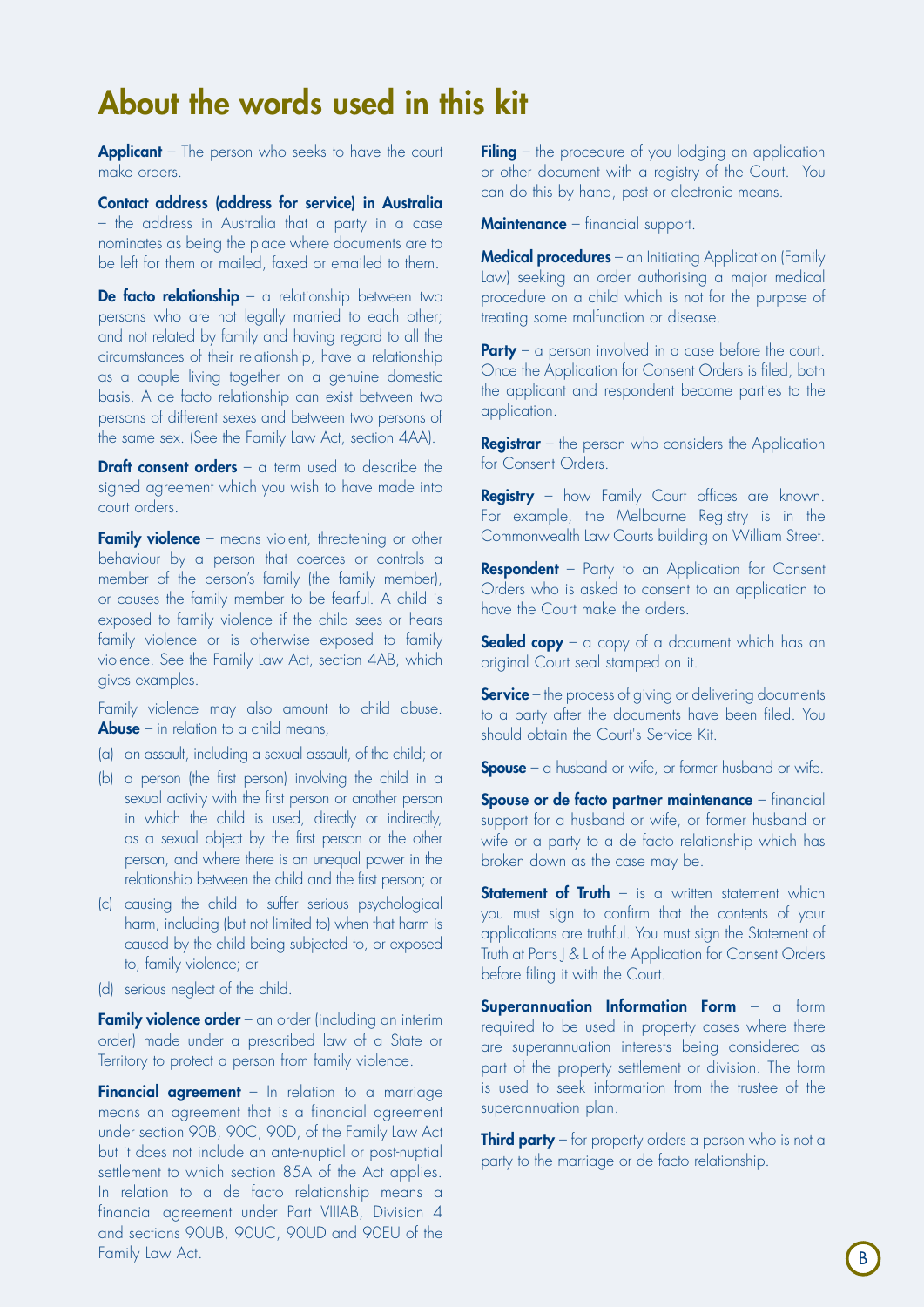# About the words used in this kit

**Applicant** – The person who seeks to have the court make orders.

**Contact address (address for service) in Australia** – the address in Australia that a party in a case nominates as being the place where documents are to be left for them or mailed, faxed or emailed to them.

**De facto relationship** – a relationship between two persons who are not legally married to each other; and not related by family and having regard to all the circumstances of their relationship, have a relationship as a couple living together on a genuine domestic basis. A de facto relationship can exist between two persons of different sexes and between two persons of the same sex. (See the Family Law Act, section 4AA).

**Draft consent orders** – a term used to describe the signed agreement which you wish to have made into court orders.

**Family violence** – means violent, threatening or other behaviour by a person that coerces or controls a member of the person's family (the family member), or causes the family member to be fearful. A child is exposed to family violence if the child sees or hears family violence or is otherwise exposed to family violence. See the Family Law Act, section 4AB, which gives examples.

Family violence may also amount to child abuse. **Abuse** – in relation to a child means,

(a) an assault, including a sexual assault, of the child; or

(b) a person (the first person) involving the child in a sexual activity with the first person or another person in which the child is used, directly or indirectly, as a sexual object by the first person or the other person, and where there is an unequal power in the relationship between the child and the first person; or

(c) causing the child to suffer serious psychological harm, including (but not limited to) when that harm is caused by the child being subjected to, or exposed to, family violence; or

(d) serious neglect of the child.

**Family violence order** – an order (including an interim order) made under a prescribed law of a State or Territory to protect a person from family violence.

**Financial agreement** – In relation to a marriage means an agreement that is a financial agreement under section 90B, 90C, 90D, of the Family Law Act but it does not include an ante-nuptial or post-nuptial settlement to which section 85A of the Act applies. In relation to a de facto relationship means a financial agreement under Part VIIIAB, Division 4 and sections 90UB, 90UC, 90UD and 90EU of the Family Law Act.

**Filing** – the procedure of you lodging an application or other document with a registry of the Court. You can do this by hand, post or electronic means.

**Maintenance** – financial support.

**Medical procedures** – an Initiating Application (Family Law) seeking an order authorising a major medical procedure on a child which is not for the purpose of treating some malfunction or disease.

**Party** – a person involved in a case before the court. Once the Application for Consent Orders is filed, both the applicant and respondent become parties to the application.

**Registrar** – the person who considers the Application for Consent Orders.

**Registry** – how Family Court offices are known. For example, the Melbourne Registry is in the Commonwealth Law Courts building on William Street.

**Respondent** – Party to an Application for Consent Orders who is asked to consent to an application to have the Court make the orders.

**Sealed copy** – a copy of a document which has an original Court seal stamped on it.

**Service** – the process of giving or delivering documents to a party after the documents have been filed. You should obtain the Court's Service Kit.

**Spouse** – a husband or wife, or former husband or wife.

**Spouse or de facto partner maintenance** – financial support for a husband or wife, or former husband or wife or a party to a de facto relationship which has broken down as the case may be.

**Statement of Truth** – is a written statement which you must sign to confirm that the contents of your applications are truthful. You must sign the Statement of Truth at Parts J & L of the Application for Consent Orders before filing it with the Court.

**Superannuation Information Form** – a form required to be used in property cases where there are superannuation interests being considered as part of the property settlement or division. The form is used to seek information from the trustee of the superannuation plan.

**Third party** – for property orders a person who is not a party to the marriage or de facto relationship.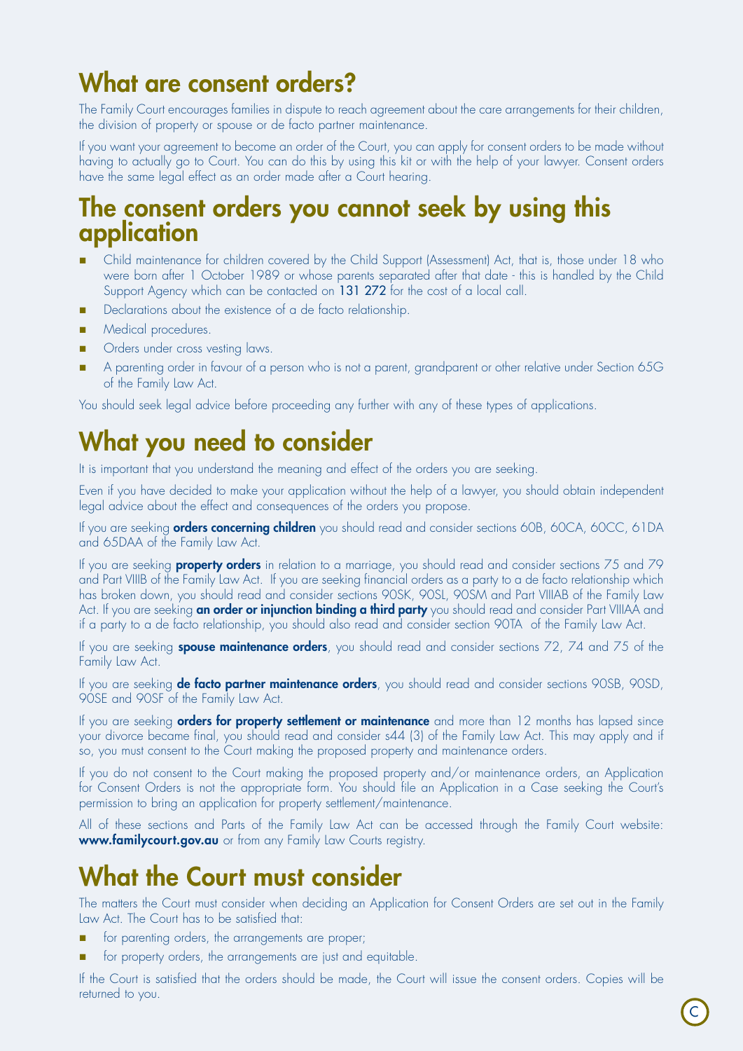## What are consent orders?

The Family Court encourages families in dispute to reach agreement about the care arrangements for their children, the division of property or spouse or de facto partner maintenance.

If you want your agreement to become an order of the Court, you can apply for consent orders to be made without having to actually go to Court. You can do this by using this kit or with the help of your lawyer. Consent orders have the same legal effect as an order made after a Court hearing.

## The consent orders you cannot seek by using this application

- Child maintenance for children covered by the Child Support (Assessment) Act, that is, those under 18 who were born after 1 October 1989 or whose parents separated after that date - this is handled by the Child Support Agency which can be contacted on 131 272 for the cost of a local call.
- Declarations about the existence of a de facto relationship.
- Medical procedures.
- Orders under cross vesting laws.
- A parenting order in favour of a person who is not a parent, grandparent or other relative under Section 65G of the Family Law Act.

You should seek legal advice before proceeding any further with any of these types of applications.

## What you need to consider

It is important that you understand the meaning and effect of the orders you are seeking.

Even if you have decided to make your application without the help of a lawyer, you should obtain independent legal advice about the effect and consequences of the orders you propose.

If you are seeking **orders concerning children** you should read and consider sections 60B, 60CA, 60CC, 61DA and 65DAA of the Family Law Act.

If you are seeking **property orders** in relation to a marriage, you should read and consider sections 75 and 79 and Part VIIIB of the Family Law Act. If you are seeking financial orders as a party to a de facto relationship which has broken down, you should read and consider sections 90SK, 90SL, 90SM and Part VIIIAB of the Family Law Act. If you are seeking **an order or injunction binding a third party** you should read and consider Part VIIIAA and if a party to a de facto relationship, you should also read and consider section 90TA of the Family Law Act.

If you are seeking **spouse maintenance orders**, you should read and consider sections 72, 74 and 75 of the Family Law Act.

If you are seeking **de facto partner maintenance orders**, you should read and consider sections 90SB, 90SD, 90SE and 90SF of the Family Law Act.

If you are seeking **orders for property settlement or maintenance** and more than 12 months has lapsed since your divorce became final, you should read and consider s44 (3) of the Family Law Act. This may apply and if so, you must consent to the Court making the proposed property and maintenance orders.

If you do not consent to the Court making the proposed property and/or maintenance orders, an Application for Consent Orders is not the appropriate form. You should file an Application in a Case seeking the Court's permission to bring an application for property settlement/maintenance.

All of these sections and Parts of the Family Law Act can be accessed through the Family Court website: **www.familycourt.gov.au** or from any Family Law Courts registry.

## What the Court must consider

The matters the Court must consider when deciding an Application for Consent Orders are set out in the Family Law Act. The Court has to be satisfied that:

- for parenting orders, the arrangements are proper;
- for property orders, the arrangements are just and equitable.

If the Court is satisfied that the orders should be made, the Court will issue the consent orders. Copies will be returned to you.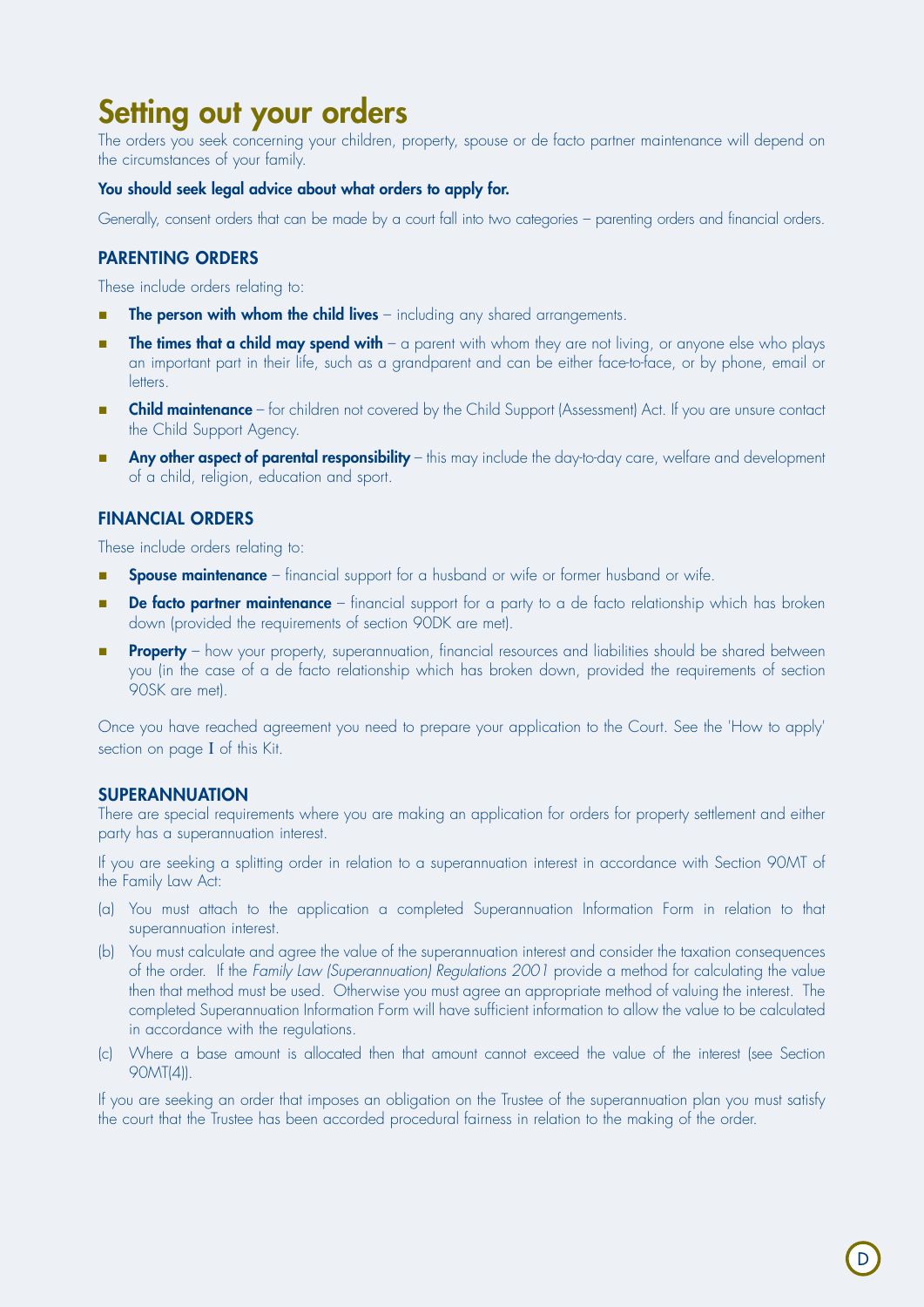# Setting out your orders

The orders you seek concerning your children, property, spouse or de facto partner maintenance will depend on the circumstances of your family.

**You should seek legal advice about what orders to apply for.**

Generally, consent orders that can be made by a court fall into two categories – parenting orders and financial orders.

## PARENTING ORDERS

These include orders relating to:

- **The person with whom the child lives** – including any shared arrangements.
- **The times that a child may spend with** – a parent with whom they are not living, or anyone else who plays an important part in their life, such as a grandparent and can be either face-to-face, or by phone, email or letters.
- **Child maintenance** – for children not covered by the Child Support (Assessment) Act. If you are unsure contact the Child Support Agency.
- **Any other aspect of parental responsibility** – this may include the day-to-day care, welfare and development of a child, religion, education and sport.

## FINANCIAL ORDERS

These include orders relating to:

- **Spouse maintenance** – financial support for a husband or wife or former husband or wife.
- **De facto partner maintenance** – financial support for a party to a de facto relationship which has broken down (provided the requirements of section 90DK are met).
- **Property** – how your property, superannuation, financial resources and liabilities should be shared between you (in the case of a de facto relationship which has broken down, provided the requirements of section 90SK are met).

Once you have reached agreement you need to prepare your application to the Court. See the 'How to apply' section on page I of this Kit.

## SUPERANNUATION

There are special requirements where you are making an application for orders for property settlement and either party has a superannuation interest.

If you are seeking a splitting order in relation to a superannuation interest in accordance with Section 90MT of the Family Law Act:

(a) You must attach to the application a completed Superannuation Information Form in relation to that superannuation interest.

(b) You must calculate and agree the value of the superannuation interest and consider the taxation consequences of the order. If the *Family Law (Superannuation) Regulations 2001* provide a method for calculating the value then that method must be used. Otherwise you must agree an appropriate method of valuing the interest. The completed Superannuation Information Form will have sufficient information to allow the value to be calculated in accordance with the regulations.

(c) Where a base amount is allocated then that amount cannot exceed the value of the interest (see Section 90MT(4)).

If you are seeking an order that imposes an obligation on the Trustee of the superannuation plan you must satisfy the court that the Trustee has been accorded procedural fairness in relation to the making of the order.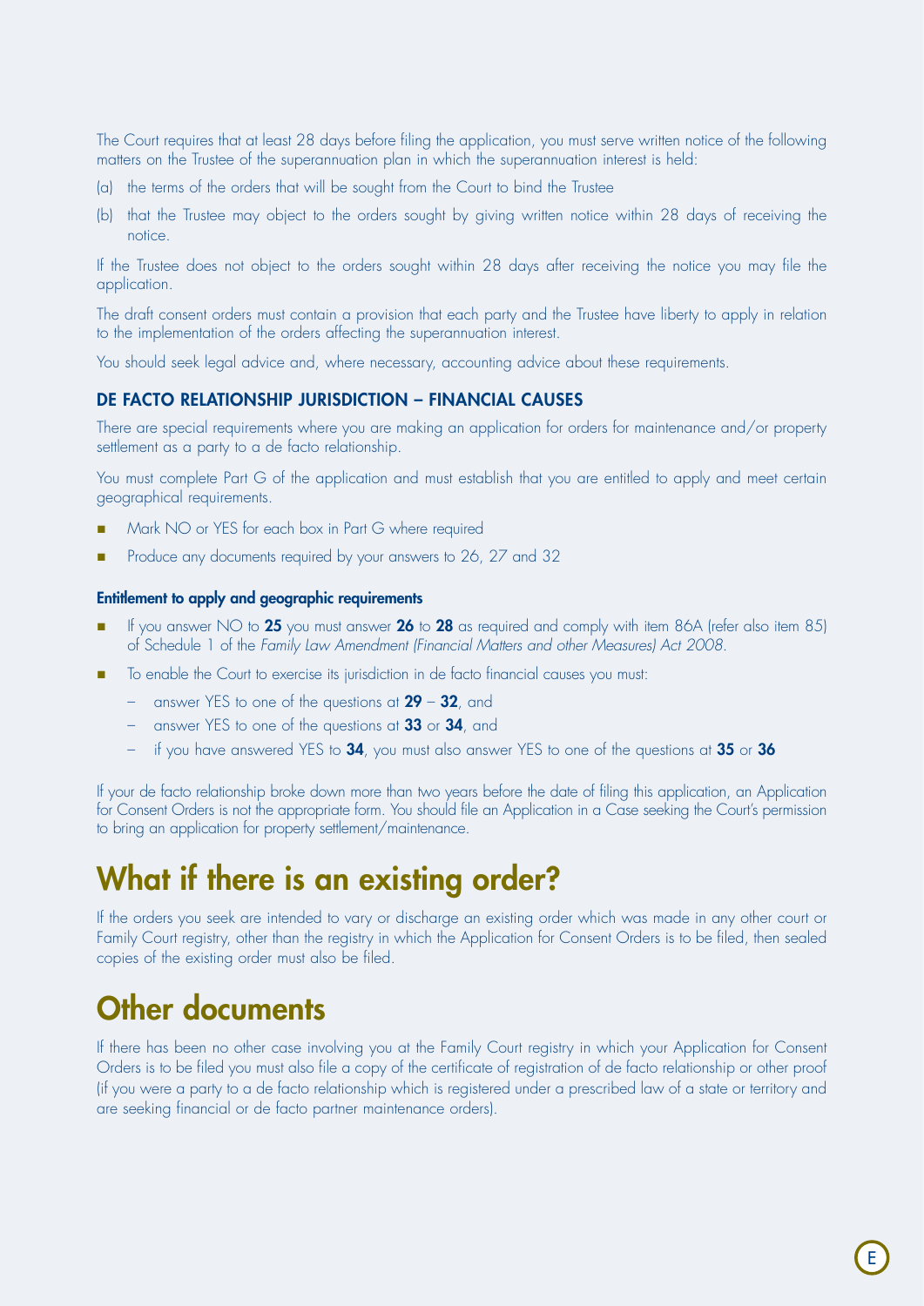The Court requires that at least 28 days before filing the application, you must serve written notice of the following matters on the Trustee of the superannuation plan in which the superannuation interest is held:

(a) the terms of the orders that will be sought from the Court to bind the Trustee

(b) that the Trustee may object to the orders sought by giving written notice within 28 days of receiving the notice.

If the Trustee does not object to the orders sought within 28 days after receiving the notice you may file the application.

The draft consent orders must contain a provision that each party and the Trustee have liberty to apply in relation to the implementation of the orders affecting the superannuation interest.

You should seek legal advice and, where necessary, accounting advice about these requirements.

### DE FACTO RELATIONSHIP JURISDICTION – FINANCIAL CAUSES

There are special requirements where you are making an application for orders for maintenance and/or property settlement as a party to a de facto relationship.

You must complete Part G of the application and must establish that you are entitled to apply and meet certain geographical requirements.

- Mark NO or YES for each box in Part G where required
- Produce any documents required by your answers to 26, 27 and 32

#### Entitlement to apply and geographic requirements

- If you answer NO to **25** you must answer **26** to **28** as required and comply with item 86A (refer also item 85) of Schedule 1 of the *Family Law Amendment (Financial Matters and other Measures) Act 2008*.
- To enable the Court to exercise its jurisdiction in de facto financial causes you must:
  - answer YES to one of the questions at **29** – **32**, and
  - answer YES to one of the questions at **33** or **34**, and
  - if you have answered YES to **34**, you must also answer YES to one of the questions at **35** or **36**

If your de facto relationship broke down more than two years before the date of filing this application, an Application for Consent Orders is not the appropriate form. You should file an Application in a Case seeking the Court's permission to bring an application for property settlement/maintenance.

## What if there is an existing order?

If the orders you seek are intended to vary or discharge an existing order which was made in any other court or Family Court registry, other than the registry in which the Application for Consent Orders is to be filed, then sealed copies of the existing order must also be filed.

## Other documents

If there has been no other case involving you at the Family Court registry in which your Application for Consent Orders is to be filed you must also file a copy of the certificate of registration of de facto relationship or other proof (if you were a party to a de facto relationship which is registered under a prescribed law of a state or territory and are seeking financial or de facto partner maintenance orders).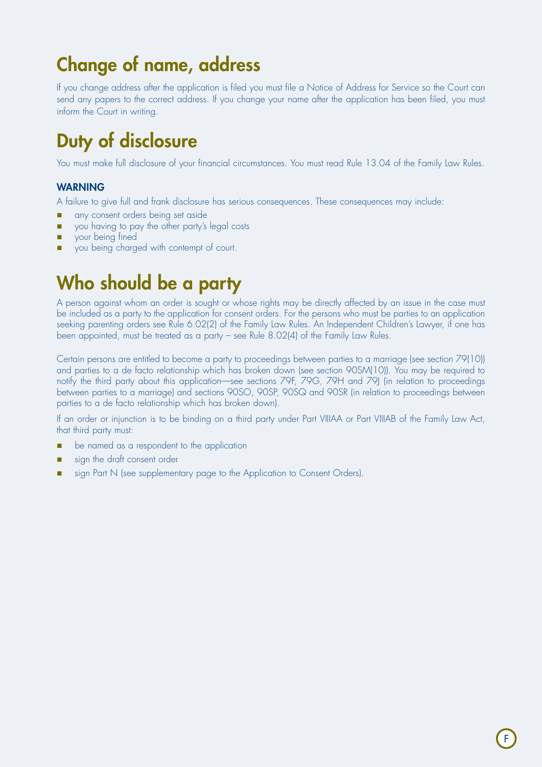## Change of name, address

If you change address after the application is filed you must file a Notice of Address for Service so the Court can send any papers to the correct address. If you change your name after the application has been filed, you must inform the Court in writing.

## Duty of disclosure

You must make full disclosure of your financial circumstances. You must read Rule 13.04 of the Family Law Rules.

### WARNING

A failure to give full and frank disclosure has serious consequences. These consequences may include:

- any consent orders being set aside
- you having to pay the other party's legal costs
- your being fined
- you being charged with contempt of court.

## Who should be a party

A person against whom an order is sought or whose rights may be directly affected by an issue in the case must be included as a party to the application for consent orders. For the persons who must be parties to an application seeking parenting orders see Rule 6.02(2) of the Family Law Rules. An Independent Children's Lawyer, if one has been appointed, must be treated as a party – see Rule 8.02(4) of the Family Law Rules.

Certain persons are entitled to become a party to proceedings between parties to a marriage (see section 79(10)) and parties to a de facto relationship which has broken down (see section 90SM(10)). You may be required to notify the third party about this application—see sections 79F, 79G, 79H and 79J (in relation to proceedings between parties to a marriage) and sections 90SO, 90SP, 90SQ and 90SR (in relation to proceedings between parties to a de facto relationship which has broken down).

If an order or injunction is to be binding on a third party under Part VIIIAA or Part VIIIAB of the Family Law Act, that third party must:

- be named as a respondent to the application
- sign the draft consent order
- sign Part N (see supplementary page to the Application to Consent Orders).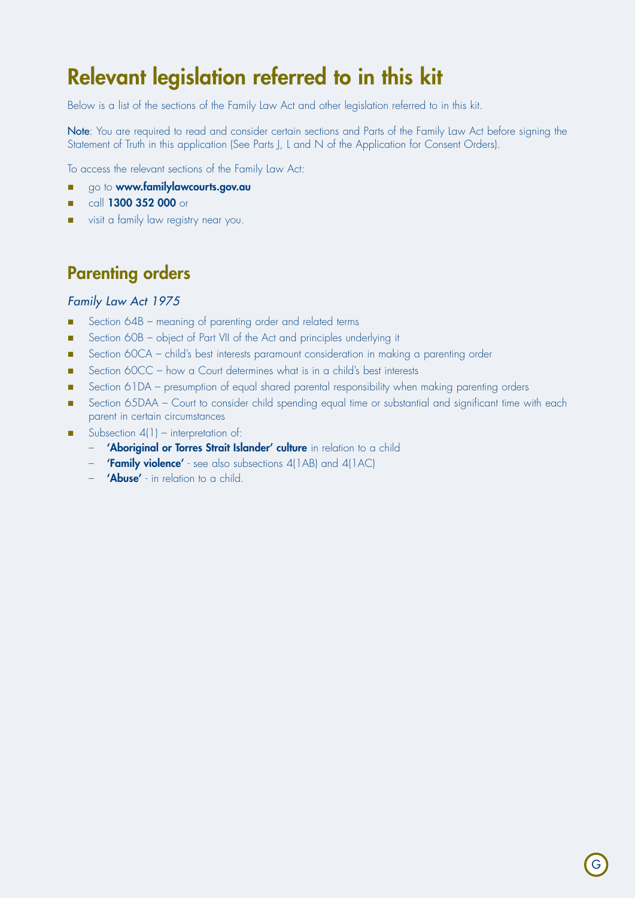# Relevant legislation referred to in this kit

Below is a list of the sections of the Family Law Act and other legislation referred to in this kit.

**Note**: You are required to read and consider certain sections and Parts of the Family Law Act before signing the Statement of Truth in this application (See Parts J, L and N of the Application for Consent Orders).

To access the relevant sections of the Family Law Act:

- go to **www.familylawcourts.gov.au**
- call **1300 352 000** or
- visit a family law registry near you.

## Parenting orders

### *Family Law Act 1975*

- Section 64B – meaning of parenting order and related terms
- Section 60B – object of Part VII of the Act and principles underlying it
- Section 60CA – child's best interests paramount consideration in making a parenting order
- Section 60CC – how a Court determines what is in a child's best interests
- Section 61DA – presumption of equal shared parental responsibility when making parenting orders
- Section 65DAA – Court to consider child spending equal time or substantial and significant time with each parent in certain circumstances
- Subsection 4(1) – interpretation of:
  - **'Aboriginal or Torres Strait Islander' culture** in relation to a child
  - **'Family violence'** - see also subsections 4(1AB) and 4(1AC)
  - **'Abuse'** - in relation to a child.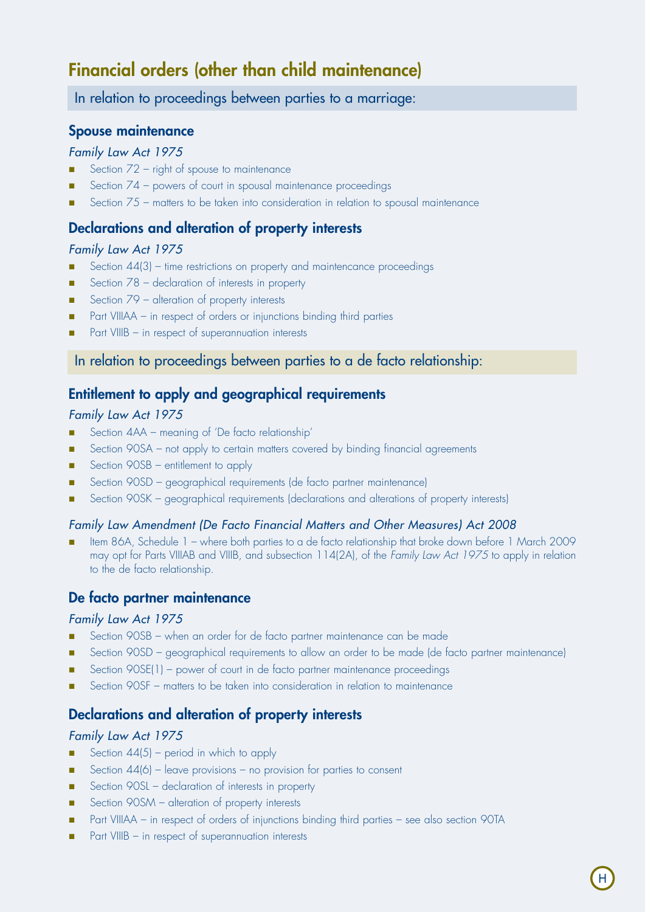# Financial orders (other than child maintenance)

## In relation to proceedings between parties to a marriage:

### Spouse maintenance

*Family Law Act 1975*

- Section 72 – right of spouse to maintenance
- Section 74 – powers of court in spousal maintenance proceedings
- Section 75 – matters to be taken into consideration in relation to spousal maintenance

### Declarations and alteration of property interests

*Family Law Act 1975*

- Section 44(3) – time restrictions on property and maintencance proceedings
- Section 78 – declaration of interests in property
- Section 79 – alteration of property interests
- Part VIIIAA – in respect of orders or injunctions binding third parties
- Part VIIIB – in respect of superannuation interests

## In relation to proceedings between parties to a de facto relationship:

### Entitlement to apply and geographical requirements

*Family Law Act 1975*

- Section 4AA – meaning of 'De facto relationship'
- Section 90SA – not apply to certain matters covered by binding financial agreements
- Section 90SB – entitlement to apply
- Section 90SD – geographical requirements (de facto partner maintenance)
- Section 90SK – geographical requirements (declarations and alterations of property interests)

*Family Law Amendment (De Facto Financial Matters and Other Measures) Act 2008*

- Item 86A, Schedule 1 – where both parties to a de facto relationship that broke down before 1 March 2009 may opt for Parts VIIIAB and VIIIB, and subsection 114(2A), of the *Family Law Act 1975* to apply in relation to the de facto relationship.

### De facto partner maintenance

*Family Law Act 1975*

- Section 90SB – when an order for de facto partner maintenance can be made
- Section 90SD – geographical requirements to allow an order to be made (de facto partner maintenance)
- Section 90SE(1) – power of court in de facto partner maintenance proceedings
- Section 90SF – matters to be taken into consideration in relation to maintenance

### Declarations and alteration of property interests

*Family Law Act 1975*

- Section 44(5) – period in which to apply
- Section 44(6) – leave provisions – no provision for parties to consent
- Section 90SL – declaration of interests in property
- Section 90SM – alteration of property interests
- Part VIIIAA – in respect of orders of injunctions binding third parties – see also section 90TA
- Part VIIIB – in respect of superannuation interests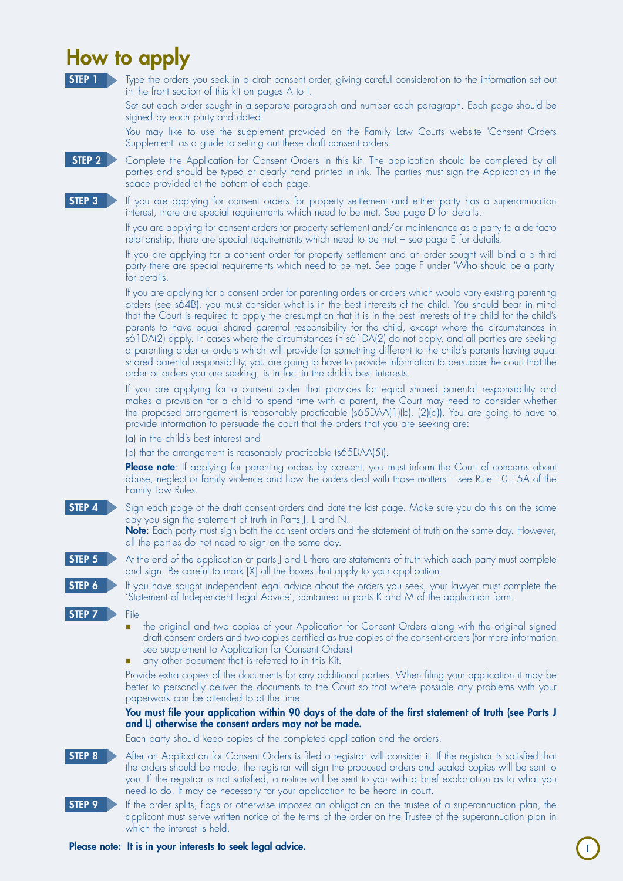# How to apply

**STEP 1** Type the orders you seek in a draft consent order, giving careful consideration to the information set out in the front section of this kit on pages A to I.

Set out each order sought in a separate paragraph and number each paragraph. Each page should be signed by each party and dated.

You may like to use the supplement provided on the Family Law Courts website 'Consent Orders Supplement' as a guide to setting out these draft consent orders.

**STEP 2** Complete the Application for Consent Orders in this kit. The application should be completed by all parties and should be typed or clearly hand printed in ink. The parties must sign the Application in the space provided at the bottom of each page.

**STEP 3** If you are applying for consent orders for property settlement and either party has a superannuation interest, there are special requirements which need to be met. See page D for details.

If you are applying for consent orders for property settlement and/or maintenance as a party to a de facto relationship, there are special requirements which need to be met – see page E for details.

If you are applying for a consent order for property settlement and an order sought will bind a a third party there are special requirements which need to be met. See page F under 'Who should be a party' for details.

If you are applying for a consent order for parenting orders or orders which would vary existing parenting orders (see s64B), you must consider what is in the best interests of the child. You should bear in mind that the Court is required to apply the presumption that it is in the best interests of the child for the child's parents to have equal shared parental responsibility for the child, except where the circumstances in s61DA(2) apply. In cases where the circumstances in s61DA(2) do not apply, and all parties are seeking a parenting order or orders which will provide for something different to the child's parents having equal shared parental responsibility, you are going to have to provide information to persuade the court that the order or orders you are seeking, is in fact in the child's best interests.

If you are applying for a consent order that provides for equal shared parental responsibility and makes a provision for a child to spend time with a parent, the Court may need to consider whether the proposed arrangement is reasonably practicable (s65DAA(1)(b), (2)(d)). You are going to have to provide information to persuade the court that the orders that you are seeking are:

(a) in the child's best interest and

(b) that the arrangement is reasonably practicable (s65DAA(5)).

**Please note**: If applying for parenting orders by consent, you must inform the Court of concerns about abuse, neglect or family violence and how the orders deal with those matters – see Rule 10.15A of the Family Law Rules.

**STEP 4** Sign each page of the draft consent orders and date the last page. Make sure you do this on the same day you sign the statement of truth in Parts J, L and N.

**Note**: Each party must sign both the consent orders and the statement of truth on the same day. However, all the parties do not need to sign on the same day.

**STEP 5** At the end of the application at parts J and L there are statements of truth which each party must complete and sign. Be careful to mark [X] all the boxes that apply to your application.

**STEP 6** If you have sought independent legal advice about the orders you seek, your lawyer must complete the 'Statement of Independent Legal Advice', contained in parts K and M of the application form.

**STEP 7** File

- the original and two copies of your Application for Consent Orders along with the original signed draft consent orders and two copies certified as true copies of the consent orders (for more information see supplement to Application for Consent Orders)
- any other document that is referred to in this Kit.

Provide extra copies of the documents for any additional parties. When filing your application it may be better to personally deliver the documents to the Court so that where possible any problems with your paperwork can be attended to at the time.

**You must file your application within 90 days of the date of the first statement of truth (see Parts J and L) otherwise the consent orders may not be made.**

Each party should keep copies of the completed application and the orders.

**STEP 8** After an Application for Consent Orders is filed a registrar will consider it. If the registrar is satisfied that the orders should be made, the registrar will sign the proposed orders and sealed copies will be sent to you. If the registrar is not satisfied, a notice will be sent to you with a brief explanation as to what you need to do. It may be necessary for your application to be heard in court.

**STEP 9** If the order splits, flags or otherwise imposes an obligation on the trustee of a superannuation plan, the applicant must serve written notice of the terms of the order on the Trustee of the superannuation plan in which the interest is held.

**Please note: It is in your interests to seek legal advice.**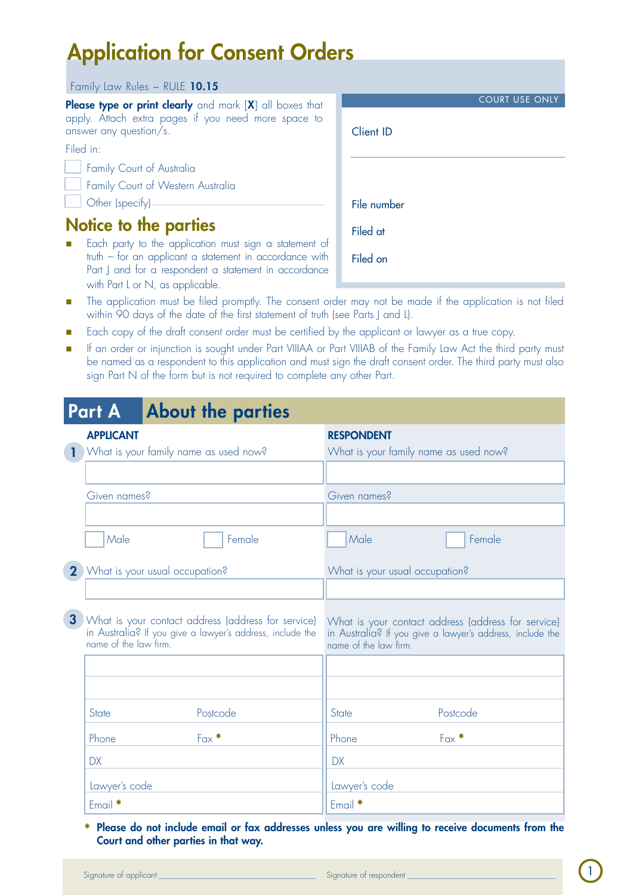# Application for Consent Orders

Family Law Rules ~ RULE **10.15**

**Please type or print clearly** and mark [**X**] all boxes that apply. Attach extra pages if you need more space to answer any question/s.

Filed in:

- [ ] Family Court of Australia
- [ ] Family Court of Western Australia
- [ ] Other (specify) ______________________

| COURT USE ONLY |
|---|
| Client ID |
| File number |
| Filed at |
| Filed on |

## Notice to the parties

- Each party to the application must sign a statement of truth – for an applicant a statement in accordance with Part J and for a respondent a statement in accordance with Part L or N, as applicable.
- The application must be filed promptly. The consent order may not be made if the application is not filed within 90 days of the date of the first statement of truth (see Parts J and L).
- Each copy of the draft consent order must be certified by the applicant or lawyer as a true copy.
- If an order or injunction is sought under Part VIIIAA or Part VIIIAB of the Family Law Act the third party must be named as a respondent to this application and must sign the draft consent order. The third party must also sign Part N of the form but is not required to complete any other Part.

## Part A About the parties

| | APPLICANT | RESPONDENT |
|---|---|---|
| **1** | What is your family name as used now? | What is your family name as used now? |
| | | |
| | Given names? | Given names? |
| | | |
| | [ ] Male [ ] Female | [ ] Male [ ] Female |
| **2** | What is your usual occupation? | What is your usual occupation? |
| | | |
| **3** | What is your contact address (address for service) in Australia? If you give a lawyer's address, include the name of the law firm. | What is your contact address (address for service) in Australia? If you give a lawyer's address, include the name of the law firm. |
| | | |
| | | |
| | State Postcode | State Postcode |
| | Phone Fax * | Phone Fax * |
| | DX | DX |
| | Lawyer's code | Lawyer's code |
| | Email * | Email * |

\* **Please do not include email or fax addresses unless you are willing to receive documents from the Court and other parties in that way.**

Signature of applicant ______________________ Signature of respondent ______________________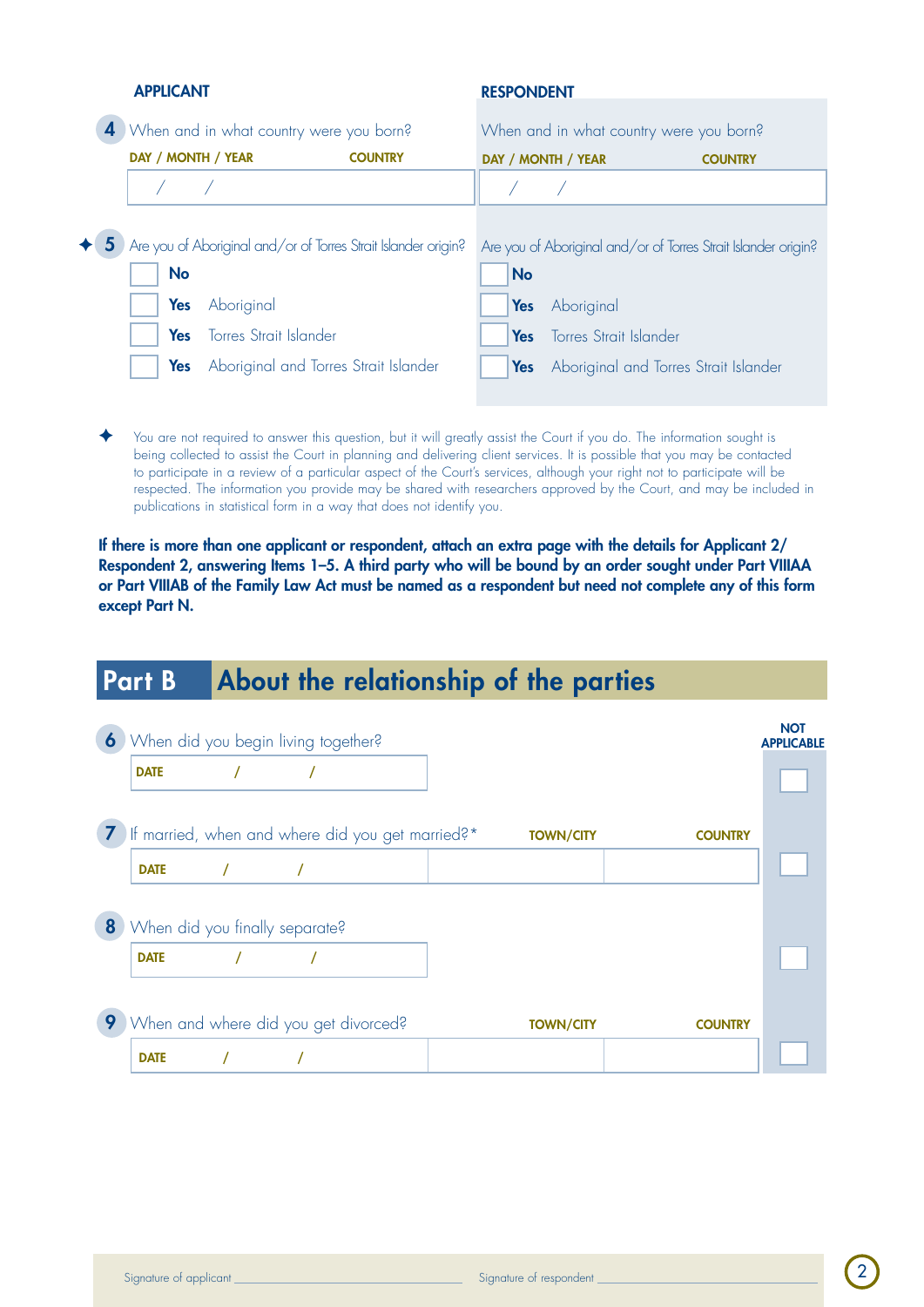| APPLICANT | RESPONDENT |
|---|---|
| **4** When and in what country were you born? | When and in what country were you born? |
| DAY / MONTH / YEAR &nbsp;&nbsp; COUNTRY | DAY / MONTH / YEAR &nbsp;&nbsp; COUNTRY |
| / / | / / |

✦ **5** Are you of Aboriginal and/or of Torres Strait Islander origin?

| APPLICANT | RESPONDENT |
|---|---|
| ☐ **No** | ☐ **No** |
| ☐ **Yes** Aboriginal | ☐ **Yes** Aboriginal |
| ☐ **Yes** Torres Strait Islander | ☐ **Yes** Torres Strait Islander |
| ☐ **Yes** Aboriginal and Torres Strait Islander | ☐ **Yes** Aboriginal and Torres Strait Islander |

✦ You are not required to answer this question, but it will greatly assist the Court if you do. The information sought is being collected to assist the Court in planning and delivering client services. It is possible that you may be contacted to participate in a review of a particular aspect of the Court's services, although your right not to participate will be respected. The information you provide may be shared with researchers approved by the Court, and may be included in publications in statistical form in a way that does not identify you.

**If there is more than one applicant or respondent, attach an extra page with the details for Applicant 2/ Respondent 2, answering Items 1–5. A third party who will be bound by an order sought under Part VIIIAA or Part VIIIAB of the Family Law Act must be named as a respondent but need not complete any of this form except Part N.**

## Part B About the relationship of the parties

| | | TOWN/CITY | COUNTRY | NOT APPLICABLE |
|---|---|---|---|---|
| **6** When did you begin living together? | DATE / / | | | ☐ |
| **7** If married, when and where did you get married?* | DATE / / | | | ☐ |
| **8** When did you finally separate? | DATE / / | | | ☐ |
| **9** When and where did you get divorced? | DATE / / | | | ☐ |

Signature of applicant ______________________ Signature of respondent ______________________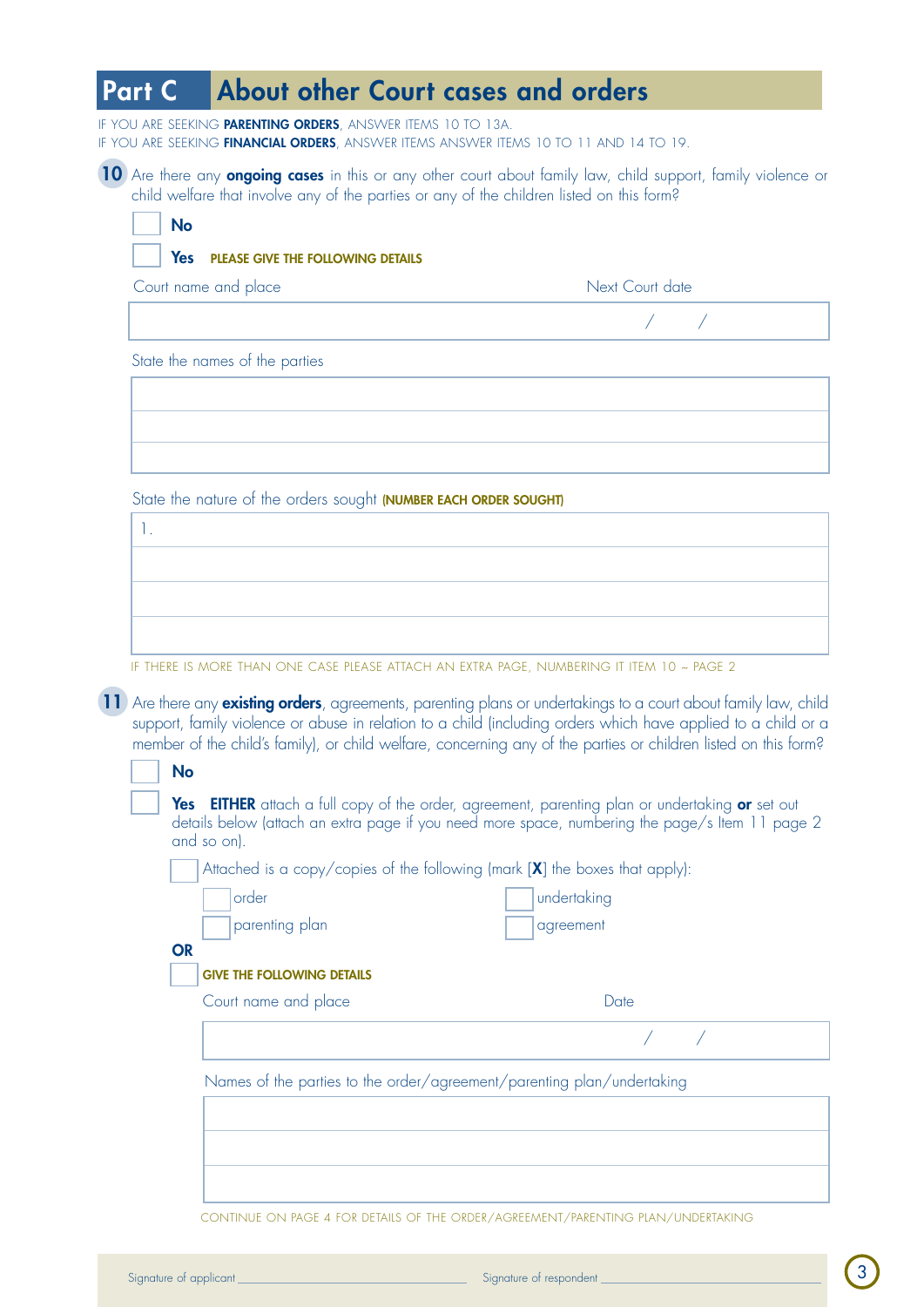# Part C About other Court cases and orders

IF YOU ARE SEEKING **PARENTING ORDERS**, ANSWER ITEMS 10 TO 13A.
IF YOU ARE SEEKING **FINANCIAL ORDERS**, ANSWER ITEMS ANSWER ITEMS 10 TO 11 AND 14 TO 19.

**10** Are there any **ongoing cases** in this or any other court about family law, child support, family violence or child welfare that involve any of the parties or any of the children listed on this form?

☐ **No**

☐ **Yes** PLEASE GIVE THE FOLLOWING DETAILS

| Court name and place | Next Court date |
|---|---|
| | / / |

State the names of the parties

| |
|---|
| |
| |
| |

State the nature of the orders sought **(NUMBER EACH ORDER SOUGHT)**

| |
|---|
| 1. |
| |
| |
| |

IF THERE IS MORE THAN ONE CASE PLEASE ATTACH AN EXTRA PAGE, NUMBERING IT ITEM 10 – PAGE 2

**11** Are there any **existing orders**, agreements, parenting plans or undertakings to a court about family law, child support, family violence or abuse in relation to a child (including orders which have applied to a child or a member of the child's family), or child welfare, concerning any of the parties or children listed on this form?

☐ **No**

☐ **Yes** **EITHER** attach a full copy of the order, agreement, parenting plan or undertaking **or** set out details below (attach an extra page if you need more space, numbering the page/s Item 11 page 2 and so on).

☐ Attached is a copy/copies of the following (mark [**X**] the boxes that apply):

☐ order ☐ undertaking

☐ parenting plan ☐ agreement

**OR**

☐ **GIVE THE FOLLOWING DETAILS**

| Court name and place | Date |
|---|---|
| | / / |

Names of the parties to the order/agreement/parenting plan/undertaking

| |
|---|
| |
| |
| |

CONTINUE ON PAGE 4 FOR DETAILS OF THE ORDER/AGREEMENT/PARENTING PLAN/UNDERTAKING

Signature of applicant \_\_\_\_\_\_\_\_\_\_\_\_\_\_\_\_\_\_\_\_ Signature of respondent \_\_\_\_\_\_\_\_\_\_\_\_\_\_\_\_\_\_\_\_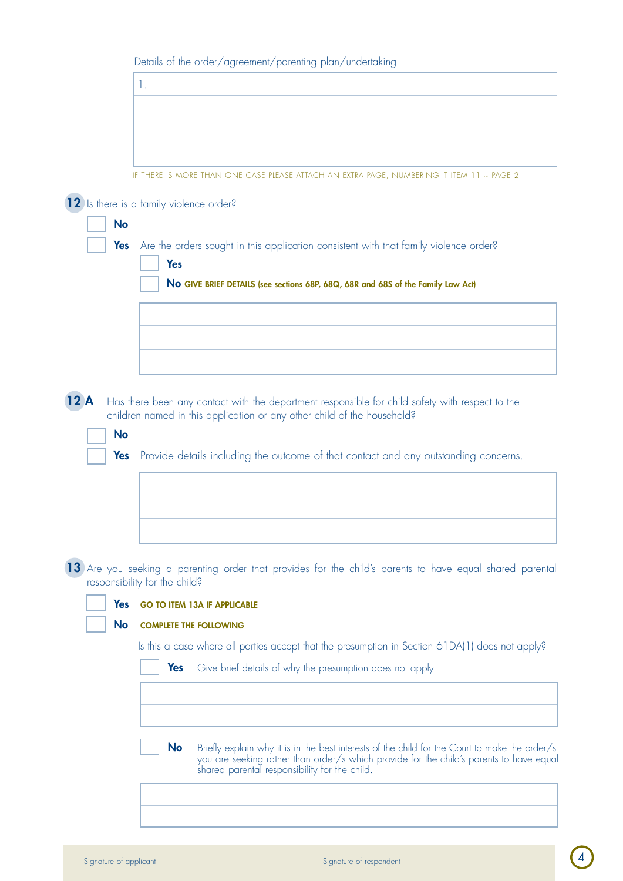Details of the order/agreement/parenting plan/undertaking

1.

IF THERE IS MORE THAN ONE CASE PLEASE ATTACH AN EXTRA PAGE, NUMBERING IT ITEM 11 ~ PAGE 2

**12** Is there is a family violence order?

- [ ] **No**
- [ ] **Yes** Are the orders sought in this application consistent with that family violence order?
  - [ ] **Yes**
  - [ ] **No** **GIVE BRIEF DETAILS (see sections 68P, 68Q, 68R and 68S of the Family Law Act)**

**12 A** Has there been any contact with the department responsible for child safety with respect to the children named in this application or any other child of the household?

- [ ] **No**
- [ ] **Yes** Provide details including the outcome of that contact and any outstanding concerns.

**13** Are you seeking a parenting order that provides for the child's parents to have equal shared parental responsibility for the child?

- [ ] **Yes** **GO TO ITEM 13A IF APPLICABLE**
- [ ] **No** **COMPLETE THE FOLLOWING**

Is this a case where all parties accept that the presumption in Section 61DA(1) does not apply?

- [ ] **Yes** Give brief details of why the presumption does not apply

- [ ] **No** Briefly explain why it is in the best interests of the child for the Court to make the order/s you are seeking rather than order/s which provide for the child's parents to have equal shared parental responsibility for the child.

Signature of applicant ____________________ Signature of respondent ____________________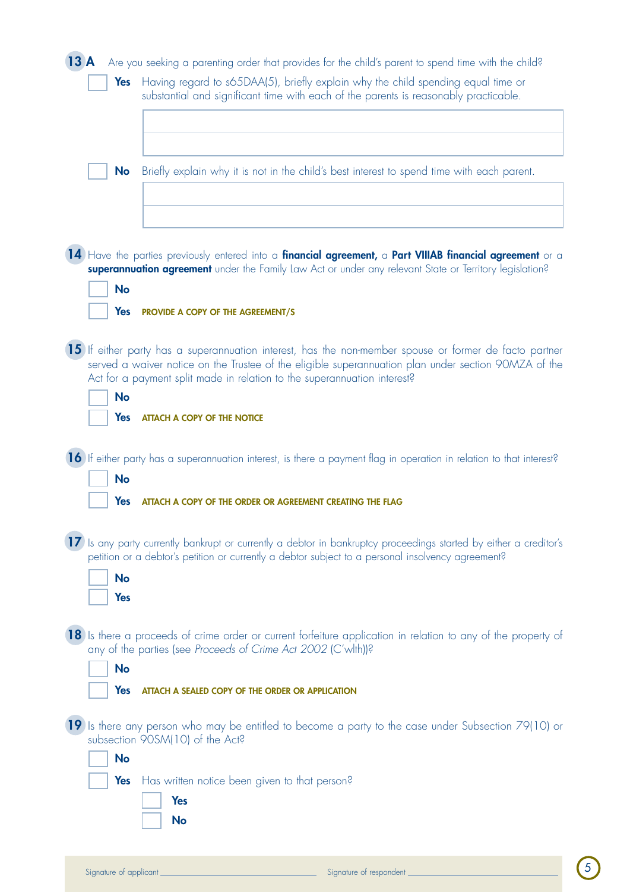**13 A** Are you seeking a parenting order that provides for the child's parent to spend time with the child?

☐ **Yes** Having regard to s65DAA(5), briefly explain why the child spending equal time or substantial and significant time with each of the parents is reasonably practicable.

☐ **No** Briefly explain why it is not in the child's best interest to spend time with each parent.

**14** Have the parties previously entered into a **financial agreement,** a **Part VIIIAB financial agreement** or a **superannuation agreement** under the Family Law Act or under any relevant State or Territory legislation?

☐ **No**

☐ **Yes** PROVIDE A COPY OF THE AGREEMENT/S

**15** If either party has a superannuation interest, has the non-member spouse or former de facto partner served a waiver notice on the Trustee of the eligible superannuation plan under section 90MZA of the Act for a payment split made in relation to the superannuation interest?

☐ **No**

☐ **Yes** ATTACH A COPY OF THE NOTICE

**16** If either party has a superannuation interest, is there a payment flag in operation in relation to that interest?

☐ **No**

☐ **Yes** ATTACH A COPY OF THE ORDER OR AGREEMENT CREATING THE FLAG

**17** Is any party currently bankrupt or currently a debtor in bankruptcy proceedings started by either a creditor's petition or a debtor's petition or currently a debtor subject to a personal insolvency agreement?

☐ **No**

☐ **Yes**

**18** Is there a proceeds of crime order or current forfeiture application in relation to any of the property of any of the parties (see *Proceeds of Crime Act 2002* (C'wlth))?

☐ **No**

☐ **Yes** ATTACH A SEALED COPY OF THE ORDER OR APPLICATION

**19** Is there any person who may be entitled to become a party to the case under Subsection 79(10) or subsection 90SM(10) of the Act?

☐ **No**

☐ **Yes** Has written notice been given to that person?

- ☐ **Yes**
- ☐ **No**

Signature of applicant ______________________ Signature of respondent ______________________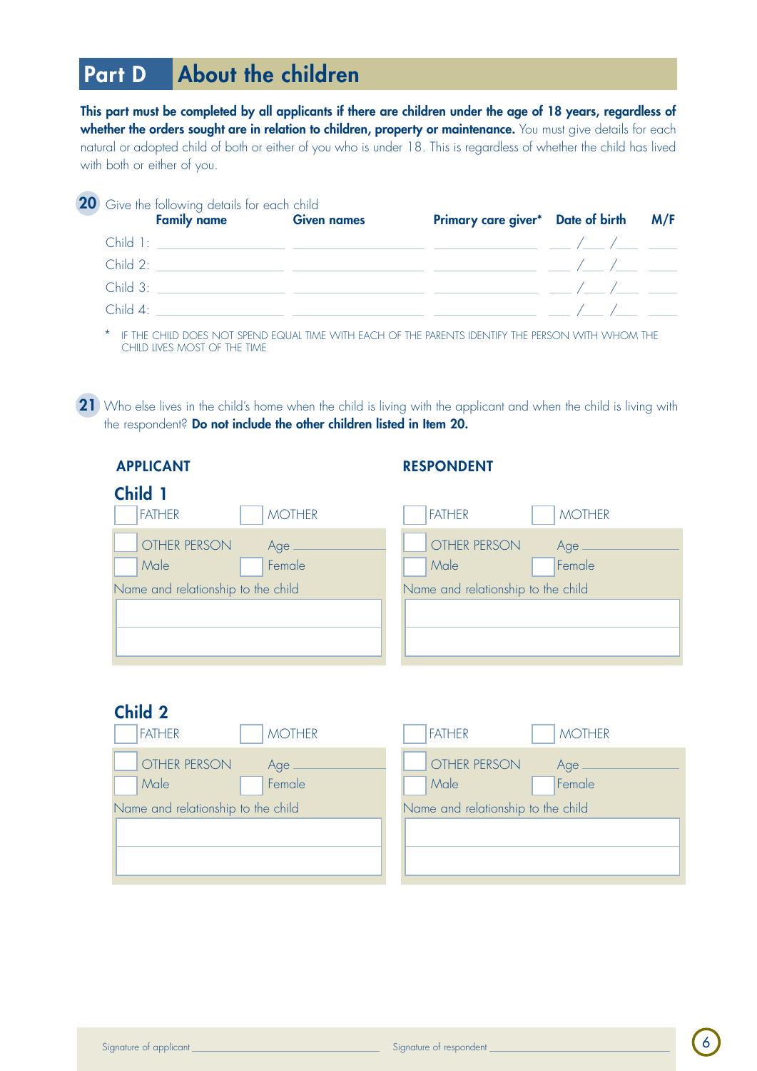## Part D About the children

**This part must be completed by all applicants if there are children under the age of 18 years, regardless of whether the orders sought are in relation to children, property or maintenance.** You must give details for each natural or adopted child of both or either of you who is under 18. This is regardless of whether the child has lived with both or either of you.

**20** Give the following details for each child

| | Family name | Given names | Primary care giver* | Date of birth | M/F |
|---|---|---|---|---|---|
| Child 1: | | | | ___ /___ /___ | |
| Child 2: | | | | ___ /___ /___ | |
| Child 3: | | | | ___ /___ /___ | |
| Child 4: | | | | ___ /___ /___ | |

\* IF THE CHILD DOES NOT SPEND EQUAL TIME WITH EACH OF THE PARENTS IDENTIFY THE PERSON WITH WHOM THE CHILD LIVES MOST OF THE TIME

**21** Who else lives in the child's home when the child is living with the applicant and when the child is living with the respondent? **Do not include the other children listed in Item 20.**

### Child 1

| APPLICANT | | RESPONDENT | |
|---|---|---|---|
| ☐ FATHER | ☐ MOTHER | ☐ FATHER | ☐ MOTHER |
| ☐ OTHER PERSON | Age ______ | ☐ OTHER PERSON | Age ______ |
| ☐ Male | ☐ Female | ☐ Male | ☐ Female |
| Name and relationship to the child | | Name and relationship to the child | |
| | | | |
| | | | |

### Child 2

| APPLICANT | | RESPONDENT | |
|---|---|---|---|
| ☐ FATHER | ☐ MOTHER | ☐ FATHER | ☐ MOTHER |
| ☐ OTHER PERSON | Age ______ | ☐ OTHER PERSON | Age ______ |
| ☐ Male | ☐ Female | ☐ Male | ☐ Female |
| Name and relationship to the child | | Name and relationship to the child | |
| | | | |
| | | | |

Signature of applicant ______________________ Signature of respondent ______________________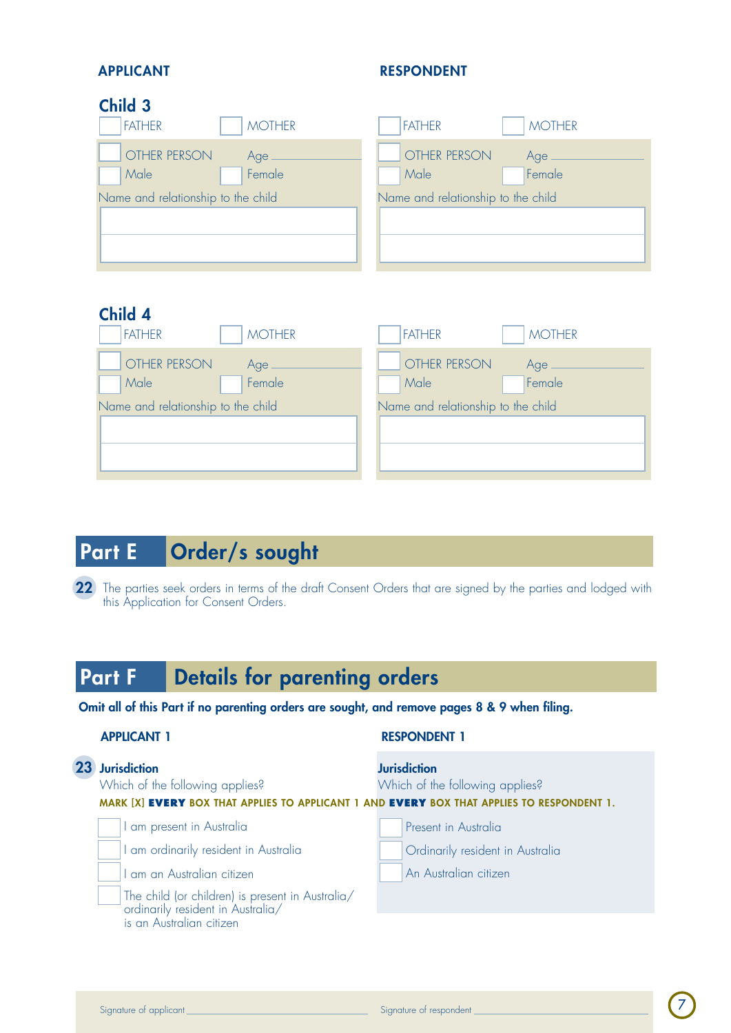| APPLICANT | RESPONDENT |
| --- | --- |

### Child 3

| APPLICANT | RESPONDENT |
| --- | --- |
| ☐ FATHER ☐ MOTHER | ☐ FATHER ☐ MOTHER |
| ☐ OTHER PERSON Age ___ | ☐ OTHER PERSON Age ___ |
| ☐ Male ☐ Female | ☐ Male ☐ Female |
| Name and relationship to the child | Name and relationship to the child |
| | |

### Child 4

| APPLICANT | RESPONDENT |
| --- | --- |
| ☐ FATHER ☐ MOTHER | ☐ FATHER ☐ MOTHER |
| ☐ OTHER PERSON Age ___ | ☐ OTHER PERSON Age ___ |
| ☐ Male ☐ Female | ☐ Male ☐ Female |
| Name and relationship to the child | Name and relationship to the child |
| | |

## Part E Order/s sought

**22** The parties seek orders in terms of the draft Consent Orders that are signed by the parties and lodged with this Application for Consent Orders.

## Part F Details for parenting orders

**Omit all of this Part if no parenting orders are sought, and remove pages 8 & 9 when filing.**

**23**

| APPLICANT 1 | RESPONDENT 1 |
| --- | --- |
| **Jurisdiction** | **Jurisdiction** |
| Which of the following applies? | Which of the following applies? |

**MARK [X] EVERY BOX THAT APPLIES TO APPLICANT 1 AND EVERY BOX THAT APPLIES TO RESPONDENT 1.**

| APPLICANT 1 | RESPONDENT 1 |
| --- | --- |
| ☐ I am present in Australia | ☐ Present in Australia |
| ☐ I am ordinarily resident in Australia | ☐ Ordinarily resident in Australia |
| ☐ I am an Australian citizen | ☐ An Australian citizen |
| ☐ The child (or children) is present in Australia/ ordinarily resident in Australia/ is an Australian citizen | |

Signature of applicant ______________________ Signature of respondent ______________________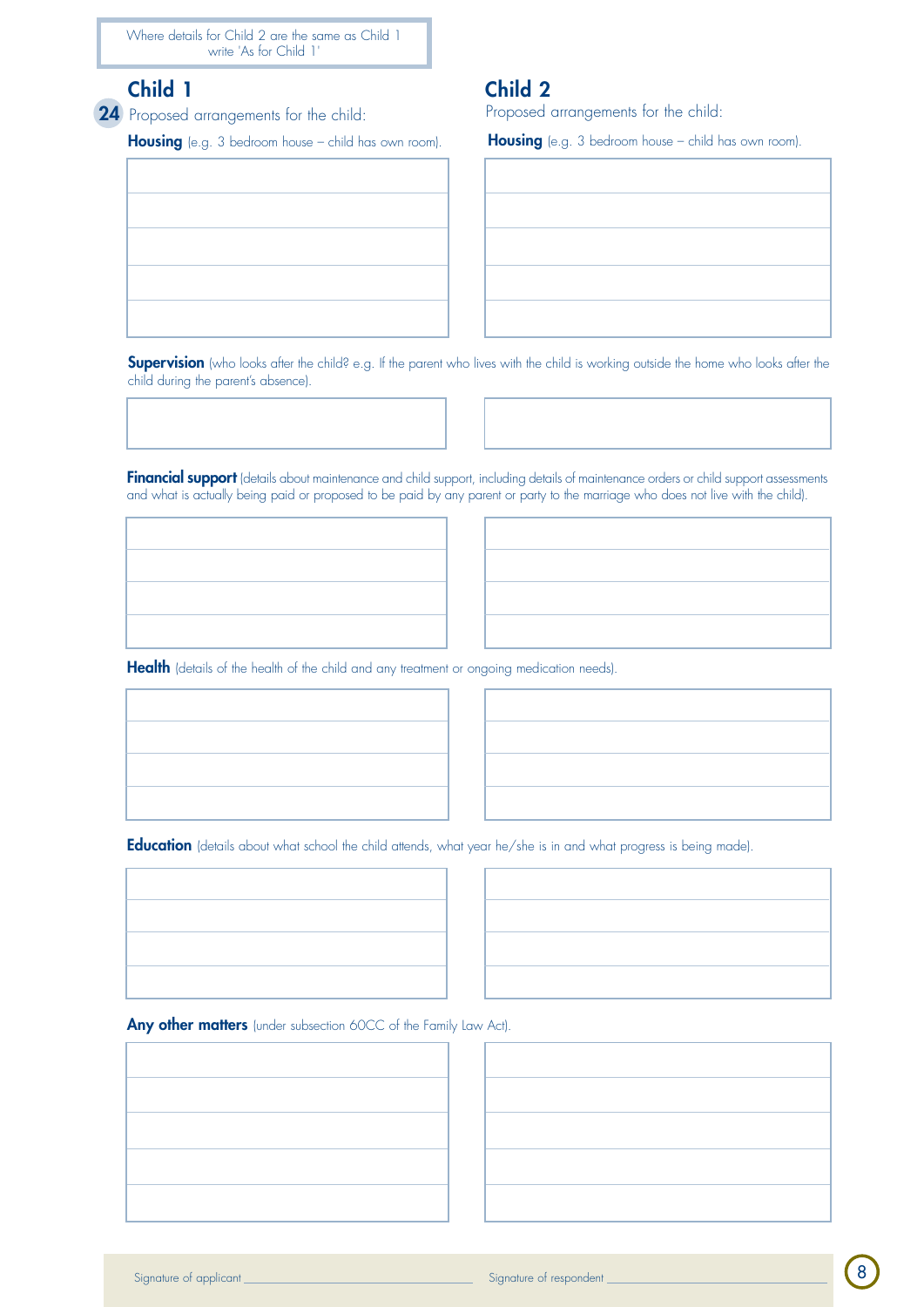Where details for Child 2 are the same as Child 1 write 'As for Child 1'

## Child 1

**24** Proposed arrangements for the child:

**Housing** (e.g. 3 bedroom house – child has own room).

## Child 2

Proposed arrangements for the child:

**Housing** (e.g. 3 bedroom house – child has own room).

**Supervision** (who looks after the child? e.g. If the parent who lives with the child is working outside the home who looks after the child during the parent's absence).

**Financial support** (details about maintenance and child support, including details of maintenance orders or child support assessments and what is actually being paid or proposed to be paid by any parent or party to the marriage who does not live with the child).

**Health** (details of the health of the child and any treatment or ongoing medication needs).

**Education** (details about what school the child attends, what year he/she is in and what progress is being made).

**Any other matters** (under subsection 60CC of the Family Law Act).

Signature of applicant ______________________ Signature of respondent ______________________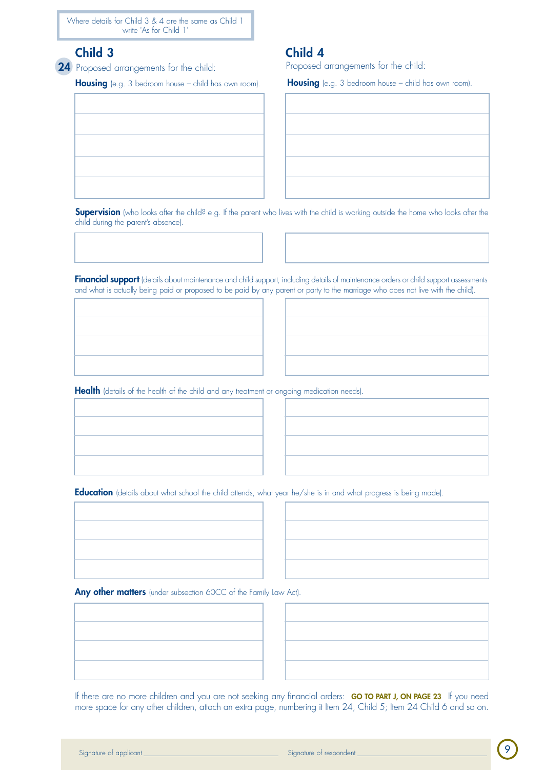Where details for Child 3 & 4 are the same as Child 1 write 'As for Child 1'

## Child 3

**24** Proposed arrangements for the child:

**Housing** (e.g. 3 bedroom house – child has own room).

## Child 4

Proposed arrangements for the child:

**Housing** (e.g. 3 bedroom house – child has own room).

**Supervision** (who looks after the child? e.g. If the parent who lives with the child is working outside the home who looks after the child during the parent's absence).

**Financial support** (details about maintenance and child support, including details of maintenance orders or child support assessments and what is actually being paid or proposed to be paid by any parent or party to the marriage who does not live with the child).

**Health** (details of the health of the child and any treatment or ongoing medication needs).

**Education** (details about what school the child attends, what year he/she is in and what progress is being made).

**Any other matters** (under subsection 60CC of the Family Law Act).

If there are no more children and you are not seeking any financial orders: **GO TO PART J, ON PAGE 23** If you need more space for any other children, attach an extra page, numbering it Item 24, Child 5; Item 24 Child 6 and so on.

Signature of applicant ____________________ Signature of respondent ____________________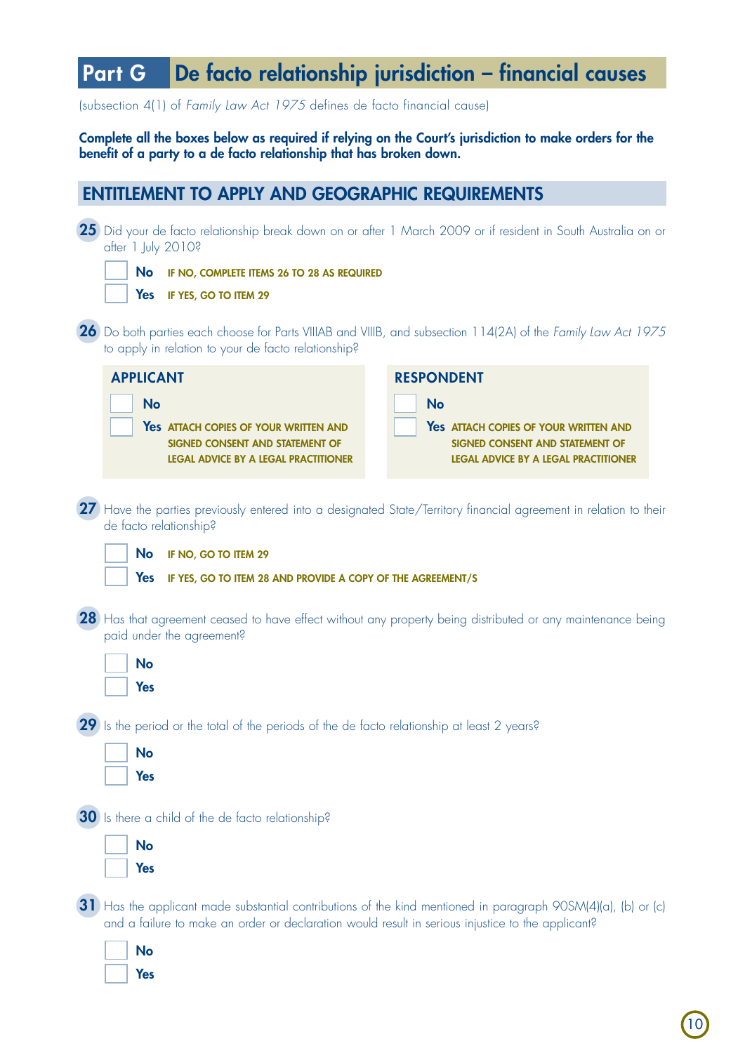# Part G De facto relationship jurisdiction – financial causes

(subsection 4(1) of *Family Law Act 1975* defines de facto financial cause)

**Complete all the boxes below as required if relying on the Court's jurisdiction to make orders for the benefit of a party to a de facto relationship that has broken down.**

## ENTITLEMENT TO APPLY AND GEOGRAPHIC REQUIREMENTS

**25** Did your de facto relationship break down on or after 1 March 2009 or if resident in South Australia on or after 1 July 2010?

- ☐ **No** IF NO, COMPLETE ITEMS 26 TO 28 AS REQUIRED
- ☐ **Yes** IF YES, GO TO ITEM 29

**26** Do both parties each choose for Parts VIIIAB and VIIIB, and subsection 114(2A) of the *Family Law Act 1975* to apply in relation to your de facto relationship?

**APPLICANT**

- ☐ **No**
- ☐ **Yes** ATTACH COPIES OF YOUR WRITTEN AND SIGNED CONSENT AND STATEMENT OF LEGAL ADVICE BY A LEGAL PRACTITIONER

**RESPONDENT**

- ☐ **No**
- ☐ **Yes** ATTACH COPIES OF YOUR WRITTEN AND SIGNED CONSENT AND STATEMENT OF LEGAL ADVICE BY A LEGAL PRACTITIONER

**27** Have the parties previously entered into a designated State/Territory financial agreement in relation to their de facto relationship?

- ☐ **No** IF NO, GO TO ITEM 29
- ☐ **Yes** IF YES, GO TO ITEM 28 AND PROVIDE A COPY OF THE AGREEMENT/S

**28** Has that agreement ceased to have effect without any property being distributed or any maintenance being paid under the agreement?

- ☐ **No**
- ☐ **Yes**

**29** Is the period or the total of the periods of the de facto relationship at least 2 years?

- ☐ **No**
- ☐ **Yes**

**30** Is there a child of the de facto relationship?

- ☐ **No**
- ☐ **Yes**

**31** Has the applicant made substantial contributions of the kind mentioned in paragraph 90SM(4)(a), (b) or (c) and a failure to make an order or declaration would result in serious injustice to the applicant?

- ☐ **No**
- ☐ **Yes**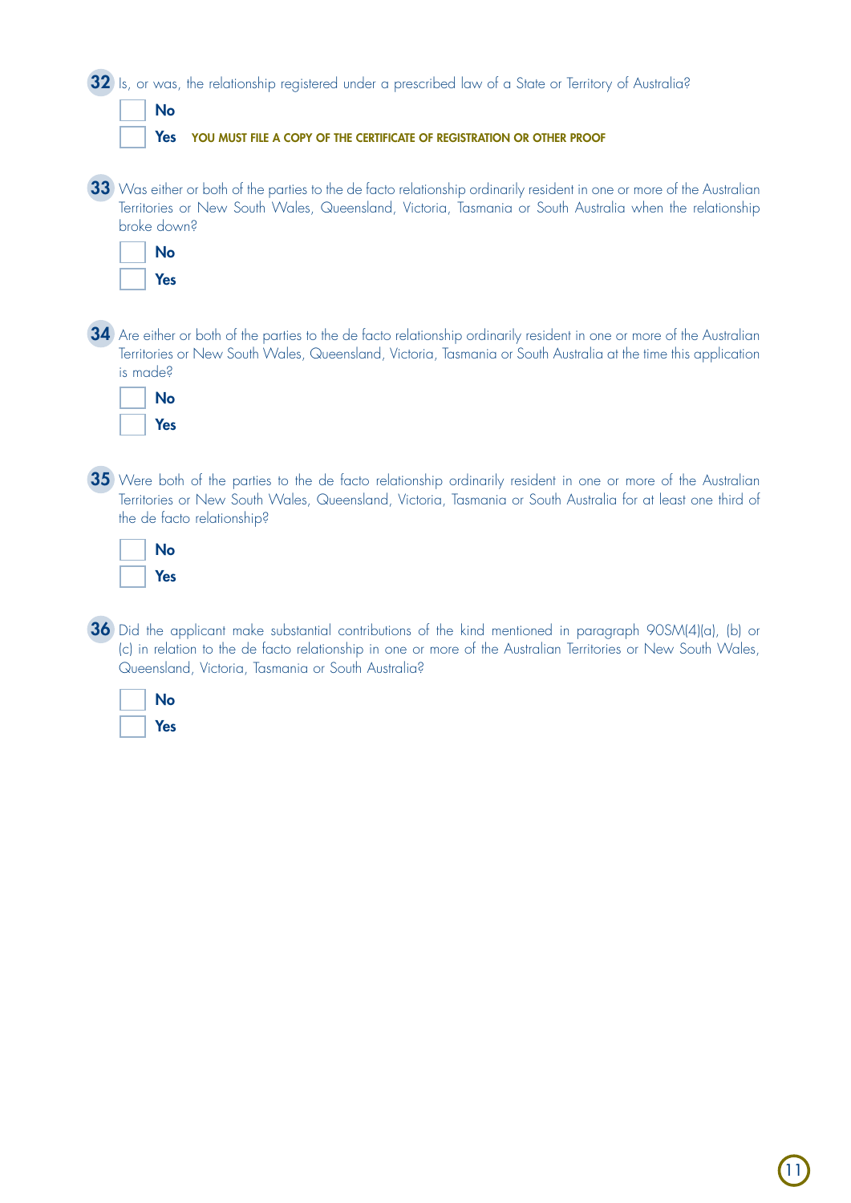**32** Is, or was, the relationship registered under a prescribed law of a State or Territory of Australia?

- [ ] **No**
- [ ] **Yes** **YOU MUST FILE A COPY OF THE CERTIFICATE OF REGISTRATION OR OTHER PROOF**

**33** Was either or both of the parties to the de facto relationship ordinarily resident in one or more of the Australian Territories or New South Wales, Queensland, Victoria, Tasmania or South Australia when the relationship broke down?

- [ ] **No**
- [ ] **Yes**

**34** Are either or both of the parties to the de facto relationship ordinarily resident in one or more of the Australian Territories or New South Wales, Queensland, Victoria, Tasmania or South Australia at the time this application is made?

- [ ] **No**
- [ ] **Yes**

**35** Were both of the parties to the de facto relationship ordinarily resident in one or more of the Australian Territories or New South Wales, Queensland, Victoria, Tasmania or South Australia for at least one third of the de facto relationship?

- [ ] **No**
- [ ] **Yes**

**36** Did the applicant make substantial contributions of the kind mentioned in paragraph 90SM(4)(a), (b) or (c) in relation to the de facto relationship in one or more of the Australian Territories or New South Wales, Queensland, Victoria, Tasmania or South Australia?

- [ ] **No**
- [ ] **Yes**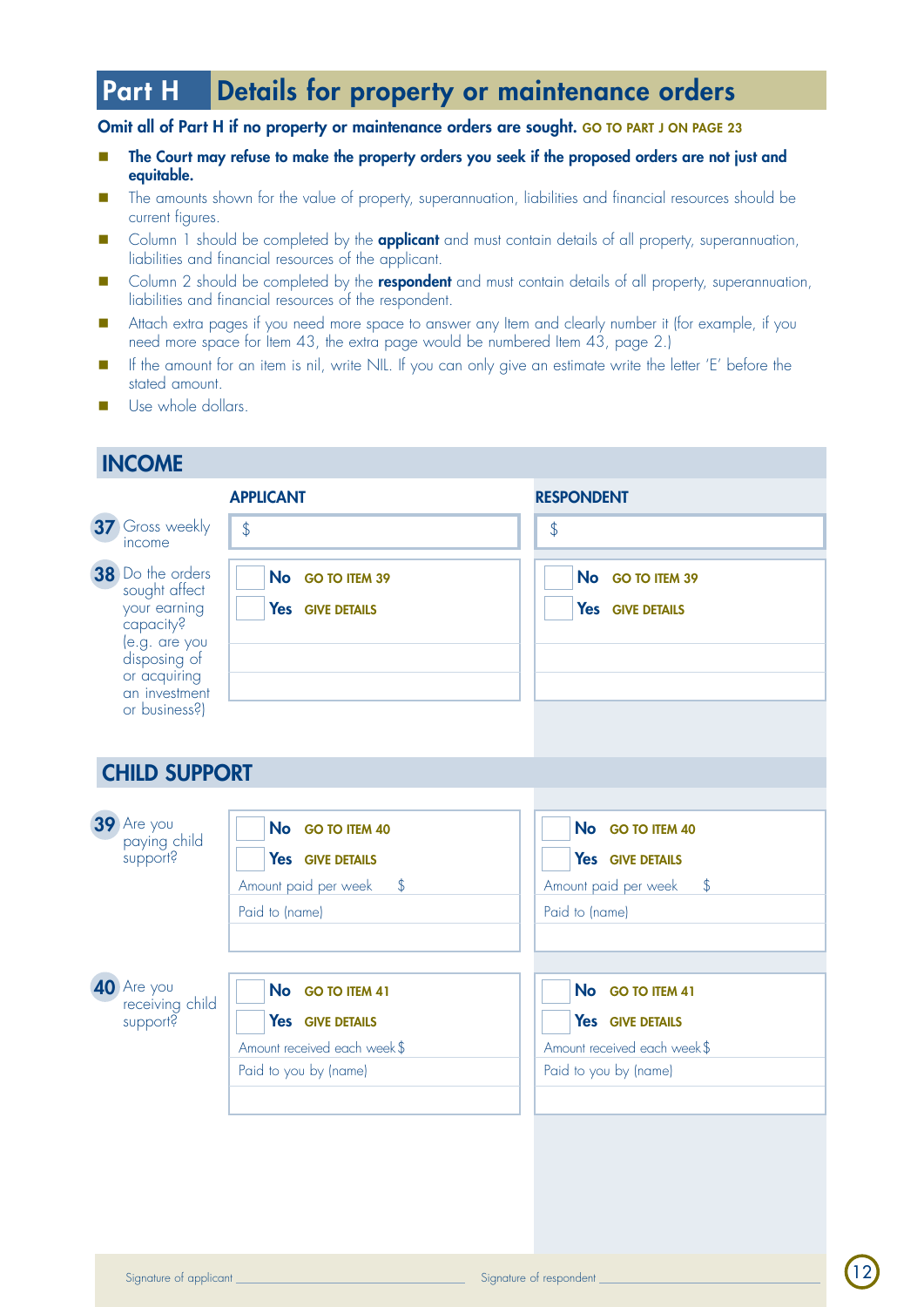# Part H Details for property or maintenance orders

**Omit all of Part H if no property or maintenance orders are sought.** GO TO PART J ON PAGE 23

- **The Court may refuse to make the property orders you seek if the proposed orders are not just and equitable.**
- The amounts shown for the value of property, superannuation, liabilities and financial resources should be current figures.
- Column 1 should be completed by the **applicant** and must contain details of all property, superannuation, liabilities and financial resources of the applicant.
- Column 2 should be completed by the **respondent** and must contain details of all property, superannuation, liabilities and financial resources of the respondent.
- Attach extra pages if you need more space to answer any Item and clearly number it (for example, if you need more space for Item 43, the extra page would be numbered Item 43, page 2.)
- If the amount for an item is nil, write NIL. If you can only give an estimate write the letter 'E' before the stated amount.
- Use whole dollars.

## INCOME

| | APPLICANT | RESPONDENT |
|---|---|---|
| **37** Gross weekly income | $ | $ |
| **38** Do the orders sought affect your earning capacity? (e.g. are you disposing of or acquiring an investment or business?) | ☐ **No** GO TO ITEM 39<br>☐ **Yes** GIVE DETAILS | ☐ **No** GO TO ITEM 39<br>☐ **Yes** GIVE DETAILS |

## CHILD SUPPORT

| | APPLICANT | RESPONDENT |
|---|---|---|
| **39** Are you paying child support? | ☐ **No** GO TO ITEM 40<br>☐ **Yes** GIVE DETAILS<br>Amount paid per week $<br>Paid to (name) | ☐ **No** GO TO ITEM 40<br>☐ **Yes** GIVE DETAILS<br>Amount paid per week $<br>Paid to (name) |
| **40** Are you receiving child support? | ☐ **No** GO TO ITEM 41<br>☐ **Yes** GIVE DETAILS<br>Amount received each week $<br>Paid to you by (name) | ☐ **No** GO TO ITEM 41<br>☐ **Yes** GIVE DETAILS<br>Amount received each week $<br>Paid to you by (name) |

Signature of applicant ____________________ Signature of respondent ____________________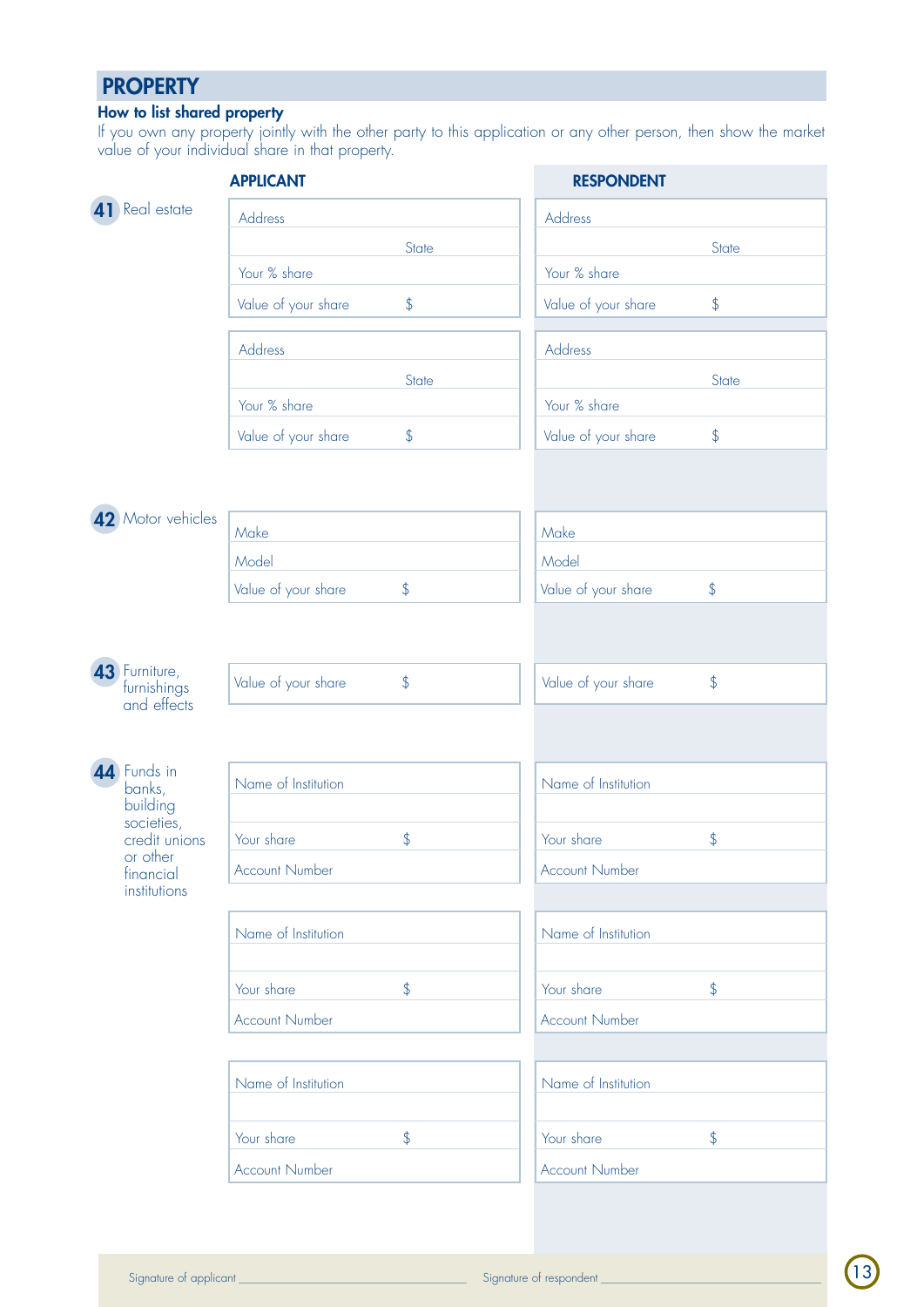## PROPERTY

**How to list shared property**

If you own any property jointly with the other party to this application or any other person, then show the market value of your individual share in that property.

| | APPLICANT | RESPONDENT |
|---|---|---|
| **41** Real estate | Address | Address |
| | State | State |
| | Your % share | Your % share |
| | Value of your share $ | Value of your share $ |
| | Address | Address |
| | State | State |
| | Your % share | Your % share |
| | Value of your share $ | Value of your share $ |
| **42** Motor vehicles | Make | Make |
| | Model | Model |
| | Value of your share $ | Value of your share $ |
| **43** Furniture, furnishings and effects | Value of your share $ | Value of your share $ |
| **44** Funds in banks, building societies, credit unions or other financial institutions | Name of Institution | Name of Institution |
| | Your share $ | Your share $ |
| | Account Number | Account Number |
| | Name of Institution | Name of Institution |
| | Your share $ | Your share $ |
| | Account Number | Account Number |
| | Name of Institution | Name of Institution |
| | Your share $ | Your share $ |
| | Account Number | Account Number |

Signature of applicant ____________________ Signature of respondent ____________________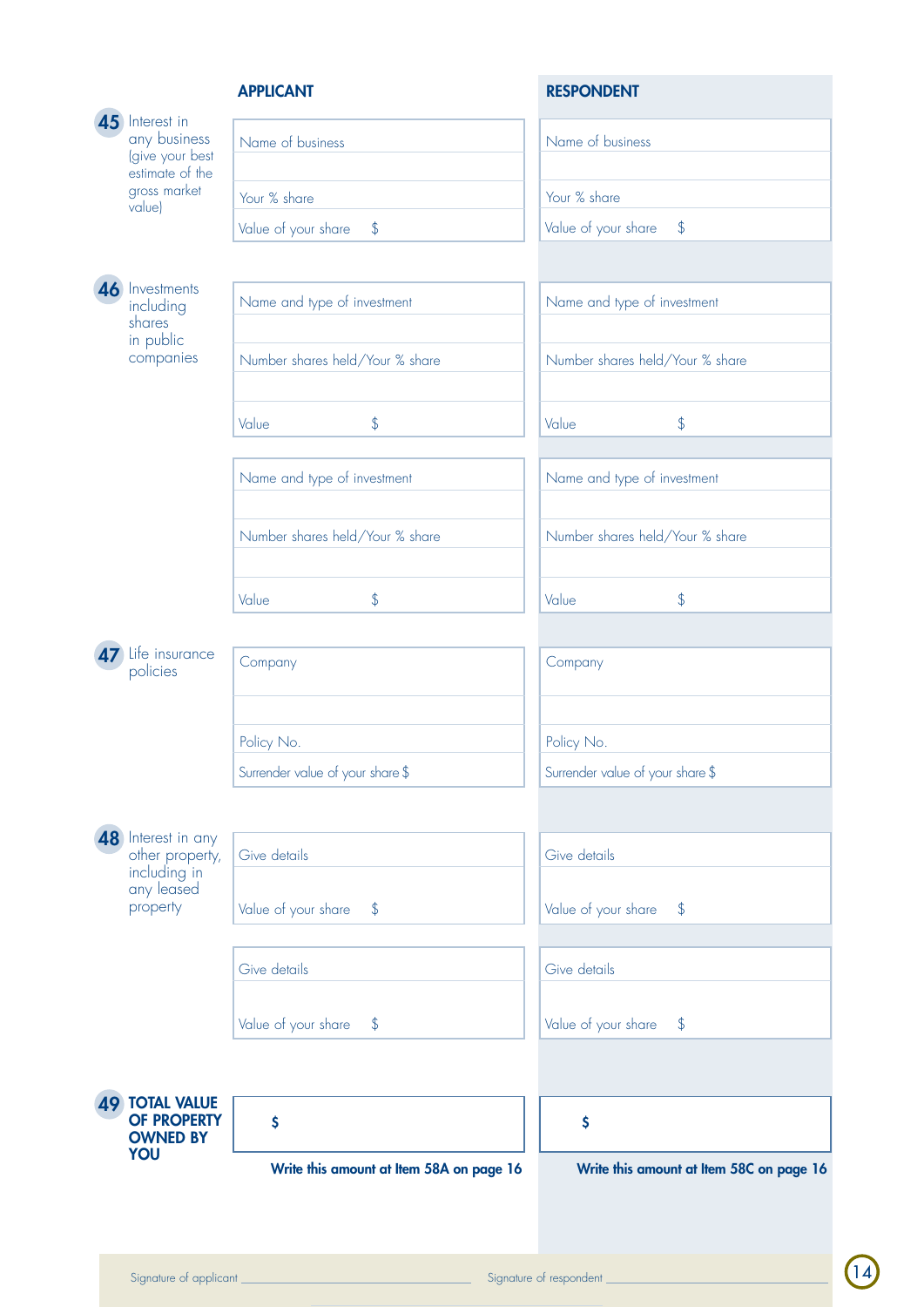| | APPLICANT | RESPONDENT |
|---|---|---|
| **45** Interest in any business (give your best estimate of the gross market value) | Name of business | Name of business |
| | | |
| | Your % share | Your % share |
| | Value of your share $ | Value of your share $ |
| **46** Investments including shares in public companies | Name and type of investment | Name and type of investment |
| | | |
| | Number shares held/Your % share | Number shares held/Your % share |
| | | |
| | Value $ | Value $ |
| | Name and type of investment | Name and type of investment |
| | | |
| | Number shares held/Your % share | Number shares held/Your % share |
| | | |
| | Value $ | Value $ |
| **47** Life insurance policies | Company | Company |
| | | |
| | Policy No. | Policy No. |
| | Surrender value of your share $ | Surrender value of your share $ |
| **48** Interest in any other property, including in any leased property | Give details | Give details |
| | Value of your share $ | Value of your share $ |
| | Give details | Give details |
| | Value of your share $ | Value of your share $ |
| **49 TOTAL VALUE OF PROPERTY OWNED BY YOU** | **$** | **$** |
| | **Write this amount at Item 58A on page 16** | **Write this amount at Item 58C on page 16** |

Signature of applicant ______________________ Signature of respondent ______________________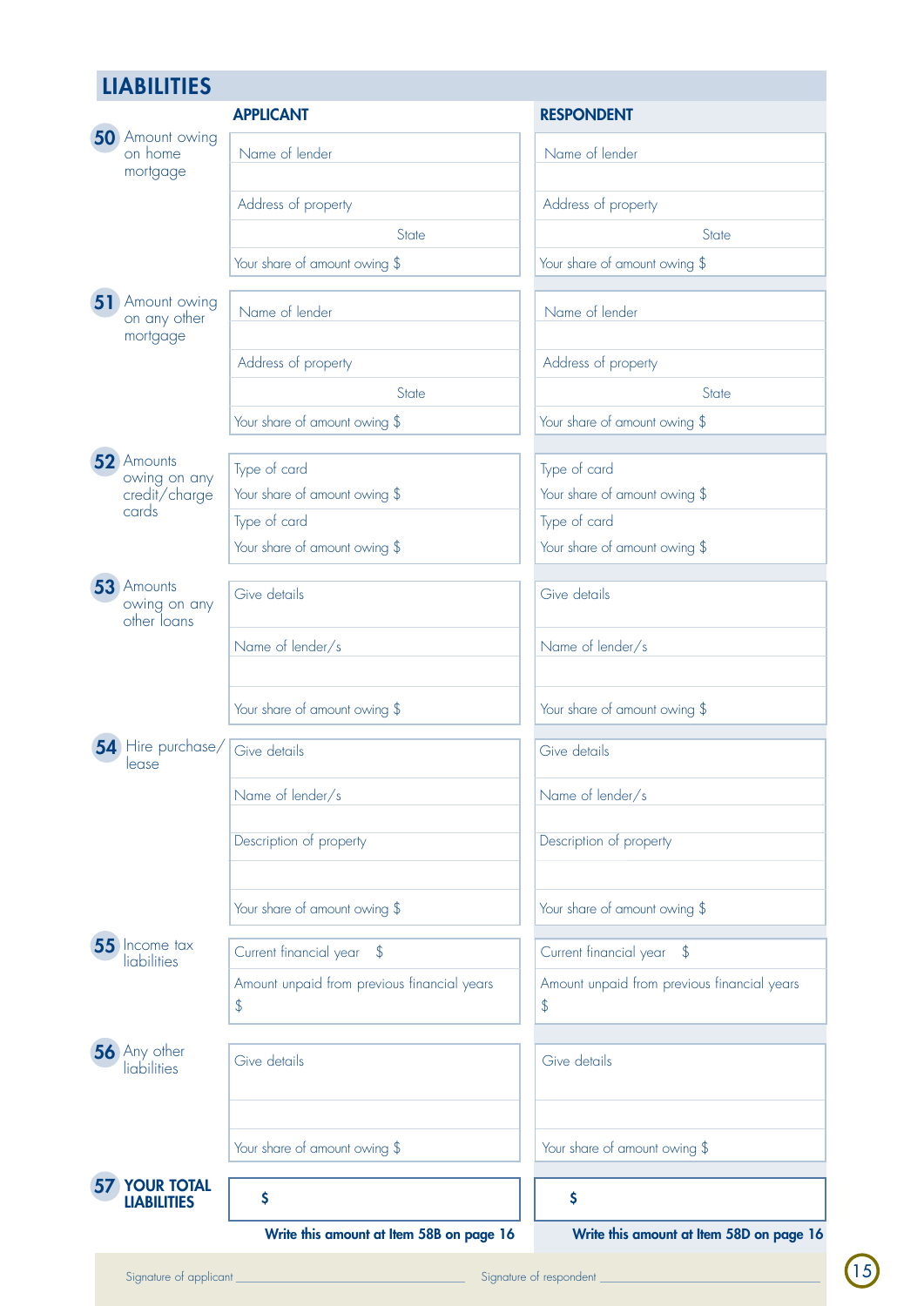## LIABILITIES

| | APPLICANT | RESPONDENT |
|---|---|---|
| **50** Amount owing on home mortgage | Name of lender | Name of lender |
| | Address of property | Address of property |
| | State | State |
| | Your share of amount owing $ | Your share of amount owing $ |
| **51** Amount owing on any other mortgage | Name of lender | Name of lender |
| | Address of property | Address of property |
| | State | State |
| | Your share of amount owing $ | Your share of amount owing $ |
| **52** Amounts owing on any credit/charge cards | Type of card | Type of card |
| | Your share of amount owing $ | Your share of amount owing $ |
| | Type of card | Type of card |
| | Your share of amount owing $ | Your share of amount owing $ |
| **53** Amounts owing on any other loans | Give details | Give details |
| | Name of lender/s | Name of lender/s |
| | Your share of amount owing $ | Your share of amount owing $ |
| **54** Hire purchase/ lease | Give details | Give details |
| | Name of lender/s | Name of lender/s |
| | Description of property | Description of property |
| | Your share of amount owing $ | Your share of amount owing $ |
| **55** Income tax liabilities | Current financial year $ | Current financial year $ |
| | Amount unpaid from previous financial years $ | Amount unpaid from previous financial years $ |
| **56** Any other liabilities | Give details | Give details |
| | Your share of amount owing $ | Your share of amount owing $ |
| **57 YOUR TOTAL LIABILITIES** | **$** | **$** |
| | **Write this amount at Item 58B on page 16** | **Write this amount at Item 58D on page 16** |

Signature of applicant ______________________ Signature of respondent ______________________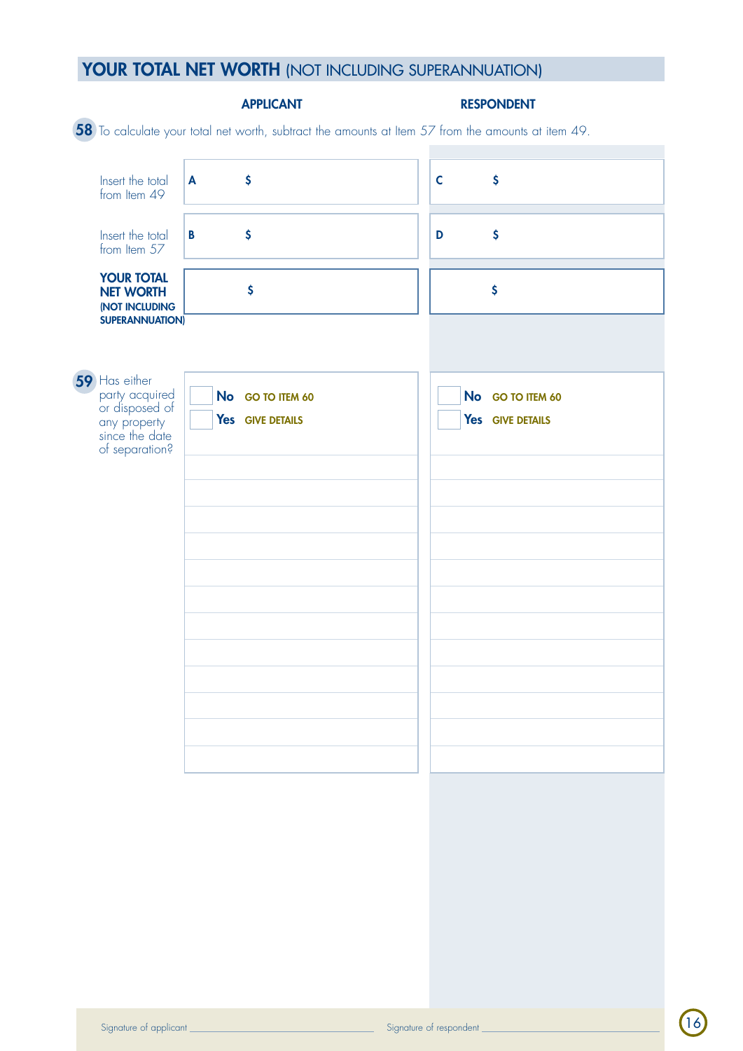## YOUR TOTAL NET WORTH (NOT INCLUDING SUPERANNUATION)

**58** To calculate your total net worth, subtract the amounts at Item 57 from the amounts at item 49.

| | APPLICANT | RESPONDENT |
|---|---|---|
| Insert the total from Item 49 | **A** $ | **C** $ |
| Insert the total from Item 57 | **B** $ | **D** $ |
| **YOUR TOTAL NET WORTH (NOT INCLUDING SUPERANNUATION)** | $ | $ |

**59** Has either party acquired or disposed of any property since the date of separation?

| | APPLICANT | RESPONDENT |
|---|---|---|
| | ☐ **No** GO TO ITEM 60<br>☐ **Yes** GIVE DETAILS | ☐ **No** GO TO ITEM 60<br>☐ **Yes** GIVE DETAILS |
| | | |
| | | |
| | | |
| | | |
| | | |
| | | |
| | | |
| | | |
| | | |
| | | |
| | | |
| | | |

Signature of applicant ______________________ Signature of respondent ______________________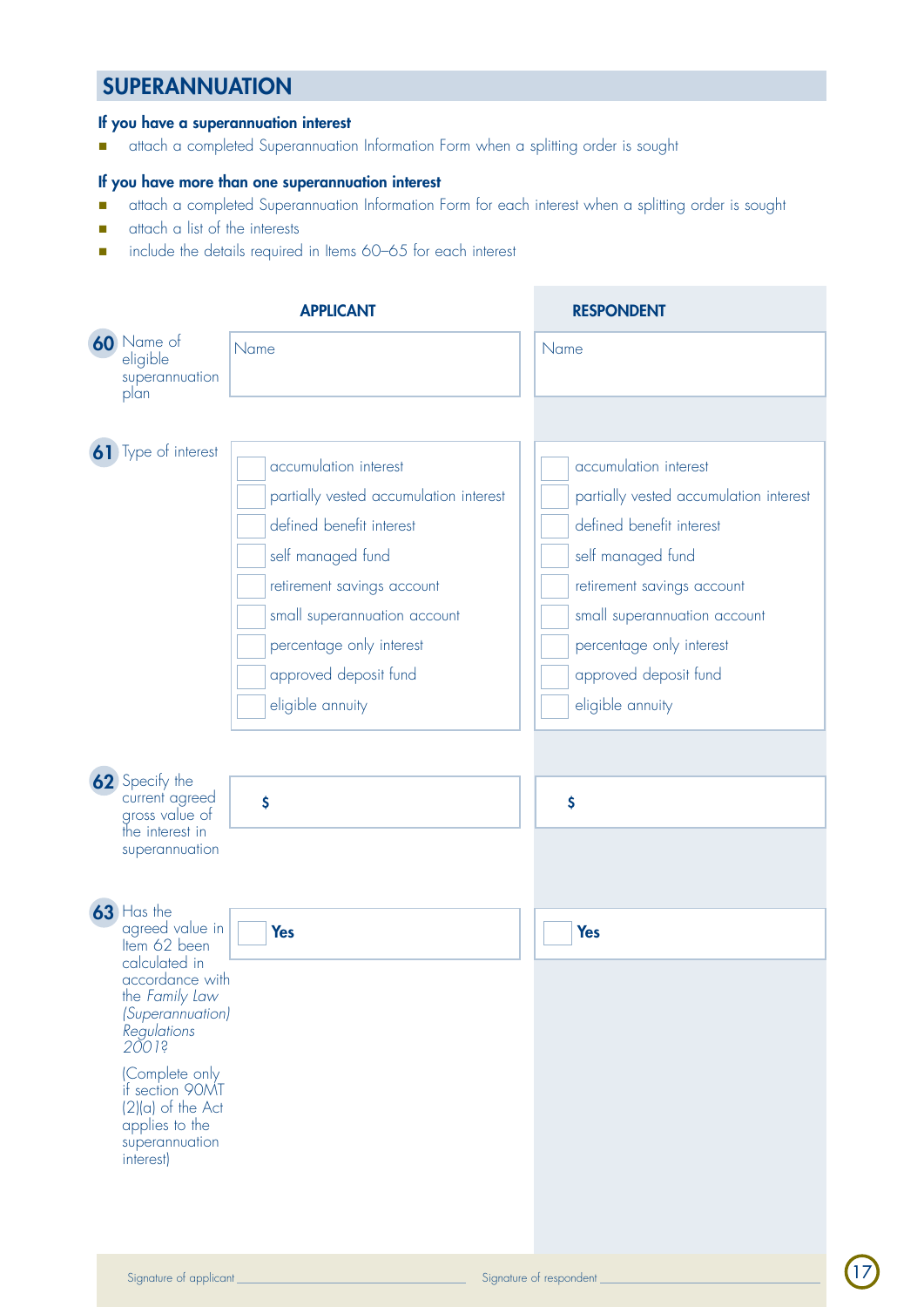## SUPERANNUATION

**If you have a superannuation interest**

- attach a completed Superannuation Information Form when a splitting order is sought

**If you have more than one superannuation interest**

- attach a completed Superannuation Information Form for each interest when a splitting order is sought
- attach a list of the interests
- include the details required in Items 60–65 for each interest

| | APPLICANT | RESPONDENT |
|---|---|---|
| **60** Name of eligible superannuation plan | Name | Name |
| **61** Type of interest | ☐ accumulation interest<br>☐ partially vested accumulation interest<br>☐ defined benefit interest<br>☐ self managed fund<br>☐ retirement savings account<br>☐ small superannuation account<br>☐ percentage only interest<br>☐ approved deposit fund<br>☐ eligible annuity | ☐ accumulation interest<br>☐ partially vested accumulation interest<br>☐ defined benefit interest<br>☐ self managed fund<br>☐ retirement savings account<br>☐ small superannuation account<br>☐ percentage only interest<br>☐ approved deposit fund<br>☐ eligible annuity |
| **62** Specify the current agreed gross value of the interest in superannuation | $ | $ |
| **63** Has the agreed value in Item 62 been calculated in accordance with the *Family Law (Superannuation) Regulations 2001*?<br><br>(Complete only if section 90MT (2)(a) of the Act applies to the superannuation interest) | ☐ **Yes** | ☐ **Yes** |

Signature of applicant ______________________ Signature of respondent ______________________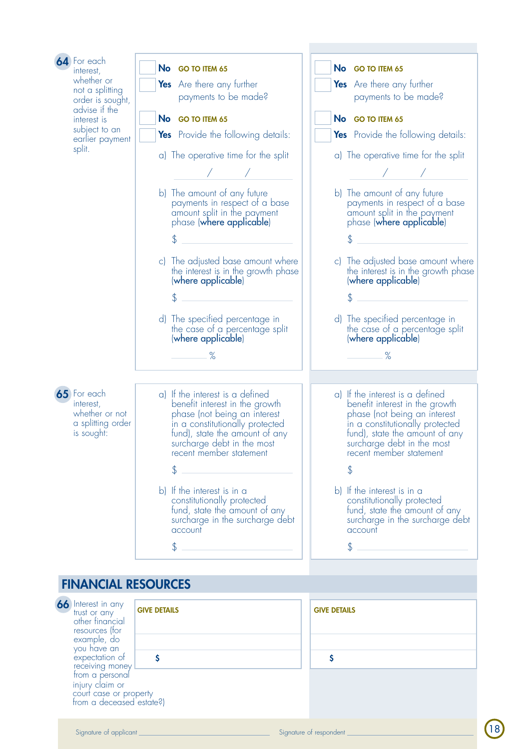**64** For each interest, whether or not a splitting order is sought, advise if the interest is subject to an earlier payment split.

| | Applicant | Respondent |
|---|---|---|
| | ☐ **No** GO TO ITEM 65 | ☐ **No** GO TO ITEM 65 |
| | ☐ **Yes** Are there any further payments to be made? | ☐ **Yes** Are there any further payments to be made? |
| | ☐ **No** GO TO ITEM 65 | ☐ **No** GO TO ITEM 65 |
| | ☐ **Yes** Provide the following details: | ☐ **Yes** Provide the following details: |
| a) The operative time for the split | \_\_\_ / \_\_\_ / \_\_\_ | \_\_\_ / \_\_\_ / \_\_\_ |
| b) The amount of any future payments in respect of a base amount split in the payment phase (**where applicable**) | $ | $ |
| c) The adjusted base amount where the interest is in the growth phase (**where applicable**) | $ | $ |
| d) The specified percentage in the case of a percentage split (**where applicable**) | % | % |

**65** For each interest, whether or not a splitting order is sought:

| | Applicant | Respondent |
|---|---|---|
| a) If the interest is a defined benefit interest in the growth phase (not being an interest in a constitutionally protected fund), state the amount of any surcharge debt in the most recent member statement | $ | $ |
| b) If the interest is in a constitutionally protected fund, state the amount of any surcharge in the surcharge debt account | $ | $ |

## FINANCIAL RESOURCES

**66** Interest in any trust or any other financial resources (for example, do you have an expectation of receiving money from a personal injury claim or court case or property from a deceased estate?)

| | Applicant | Respondent |
|---|---|---|
| GIVE DETAILS | | |
| | $ | $ |

Signature of applicant \_\_\_\_\_\_\_\_\_\_\_\_\_\_\_\_\_\_\_\_ Signature of respondent \_\_\_\_\_\_\_\_\_\_\_\_\_\_\_\_\_\_\_\_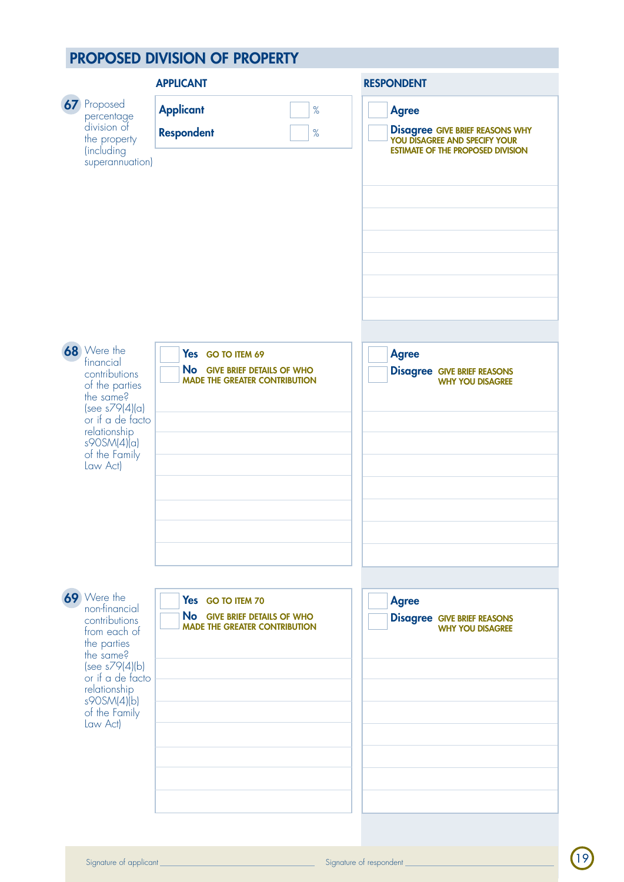## PROPOSED DIVISION OF PROPERTY

| | APPLICANT | RESPONDENT |
|---|---|---|
| **67** Proposed percentage division of the property (including superannuation) | **Applicant** ☐ %<br>**Respondent** ☐ % | ☐ **Agree**<br>☐ **Disagree** GIVE BRIEF REASONS WHY YOU DISAGREE AND SPECIFY YOUR ESTIMATE OF THE PROPOSED DIVISION |
| **68** Were the financial contributions of the parties the same? (see s79(4)(a) or if a de facto relationship s90SM(4)(a) of the Family Law Act) | ☐ **Yes** GO TO ITEM 69<br>☐ **No** GIVE BRIEF DETAILS OF WHO MADE THE GREATER CONTRIBUTION | ☐ **Agree**<br>☐ **Disagree** GIVE BRIEF REASONS WHY YOU DISAGREE |
| **69** Were the non-financial contributions from each of the parties the same? (see s79(4)(b) or if a de facto relationship s90SM(4)(b) of the Family Law Act) | ☐ **Yes** GO TO ITEM 70<br>☐ **No** GIVE BRIEF DETAILS OF WHO MADE THE GREATER CONTRIBUTION | ☐ **Agree**<br>☐ **Disagree** GIVE BRIEF REASONS WHY YOU DISAGREE |

Signature of applicant ______________________ Signature of respondent ______________________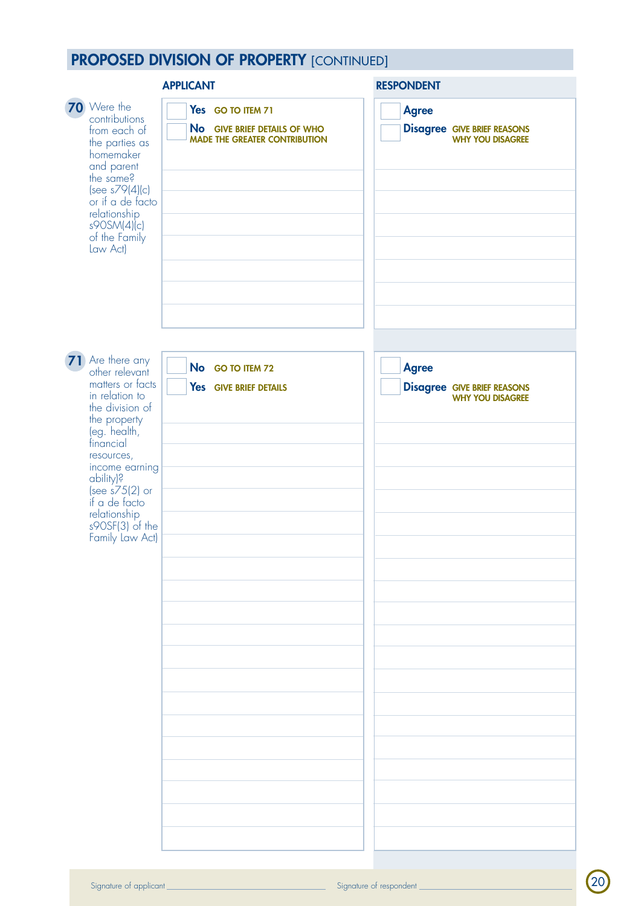## PROPOSED DIVISION OF PROPERTY [CONTINUED]

| | APPLICANT | RESPONDENT |
|---|---|---|
| **70** Were the contributions from each of the parties as homemaker and parent the same? (see s79(4)(c) or if a de facto relationship s90SM(4)(c) of the Family Law Act) | ☐ **Yes** GO TO ITEM 71<br>☐ **No** GIVE BRIEF DETAILS OF WHO MADE THE GREATER CONTRIBUTION | ☐ **Agree**<br>☐ **Disagree** GIVE BRIEF REASONS WHY YOU DISAGREE |
| **71** Are there any other relevant matters or facts in relation to the division of the property (eg. health, financial resources, income earning ability)? (see s75(2) or if a de facto relationship s90SF(3) of the Family Law Act) | ☐ **No** GO TO ITEM 72<br>☐ **Yes** GIVE BRIEF DETAILS | ☐ **Agree**<br>☐ **Disagree** GIVE BRIEF REASONS WHY YOU DISAGREE |

Signature of applicant ______________________ Signature of respondent ______________________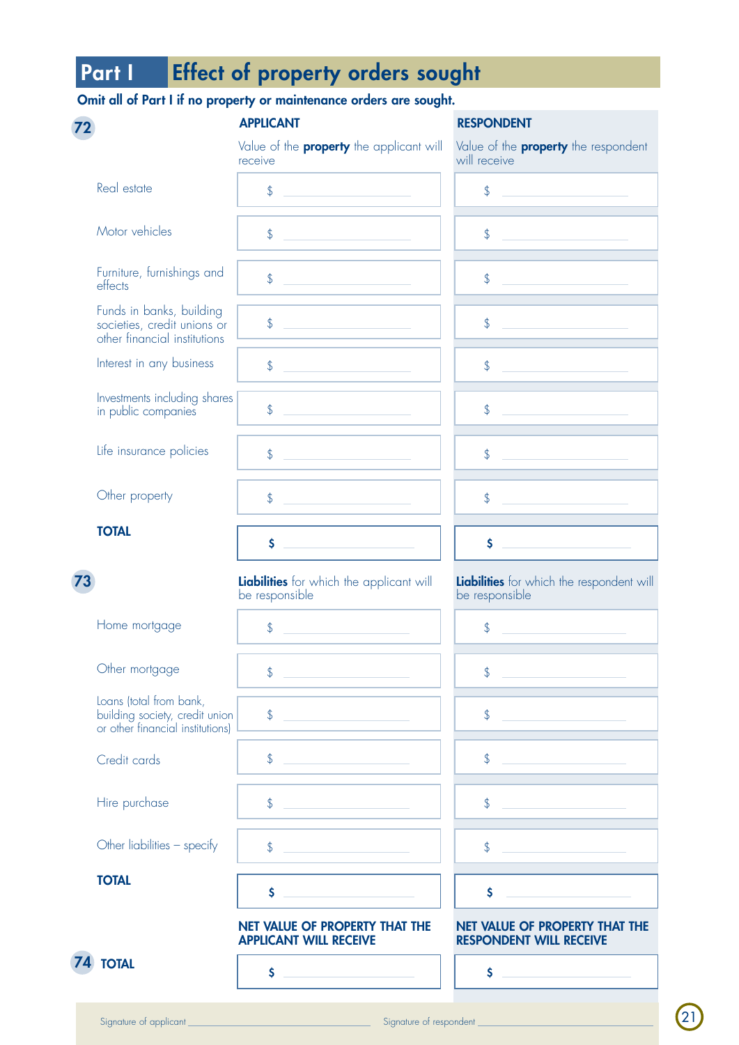# Part I Effect of property orders sought

**Omit all of Part I if no property or maintenance orders are sought.**

**72**

| | **APPLICANT** | **RESPONDENT** |
|---|---|---|
| | Value of the **property** the applicant will receive | Value of the **property** the respondent will receive |
| Real estate | $ | $ |
| Motor vehicles | $ | $ |
| Furniture, furnishings and effects | $ | $ |
| Funds in banks, building societies, credit unions or other financial institutions | $ | $ |
| Interest in any business | $ | $ |
| Investments including shares in public companies | $ | $ |
| Life insurance policies | $ | $ |
| Other property | $ | $ |
| **TOTAL** | **$** | **$** |

**73**

| | | |
|---|---|---|
| | **Liabilities** for which the applicant will be responsible | **Liabilities** for which the respondent will be responsible |
| Home mortgage | $ | $ |
| Other mortgage | $ | $ |
| Loans (total from bank, building society, credit union or other financial institutions) | $ | $ |
| Credit cards | $ | $ |
| Hire purchase | $ | $ |
| Other liabilities – specify | $ | $ |
| **TOTAL** | **$** | **$** |

**74**

| | | |
|---|---|---|
| | **NET VALUE OF PROPERTY THAT THE APPLICANT WILL RECEIVE** | **NET VALUE OF PROPERTY THAT THE RESPONDENT WILL RECEIVE** |
| **TOTAL** | **$** | **$** |

Signature of applicant ____________________ Signature of respondent ____________________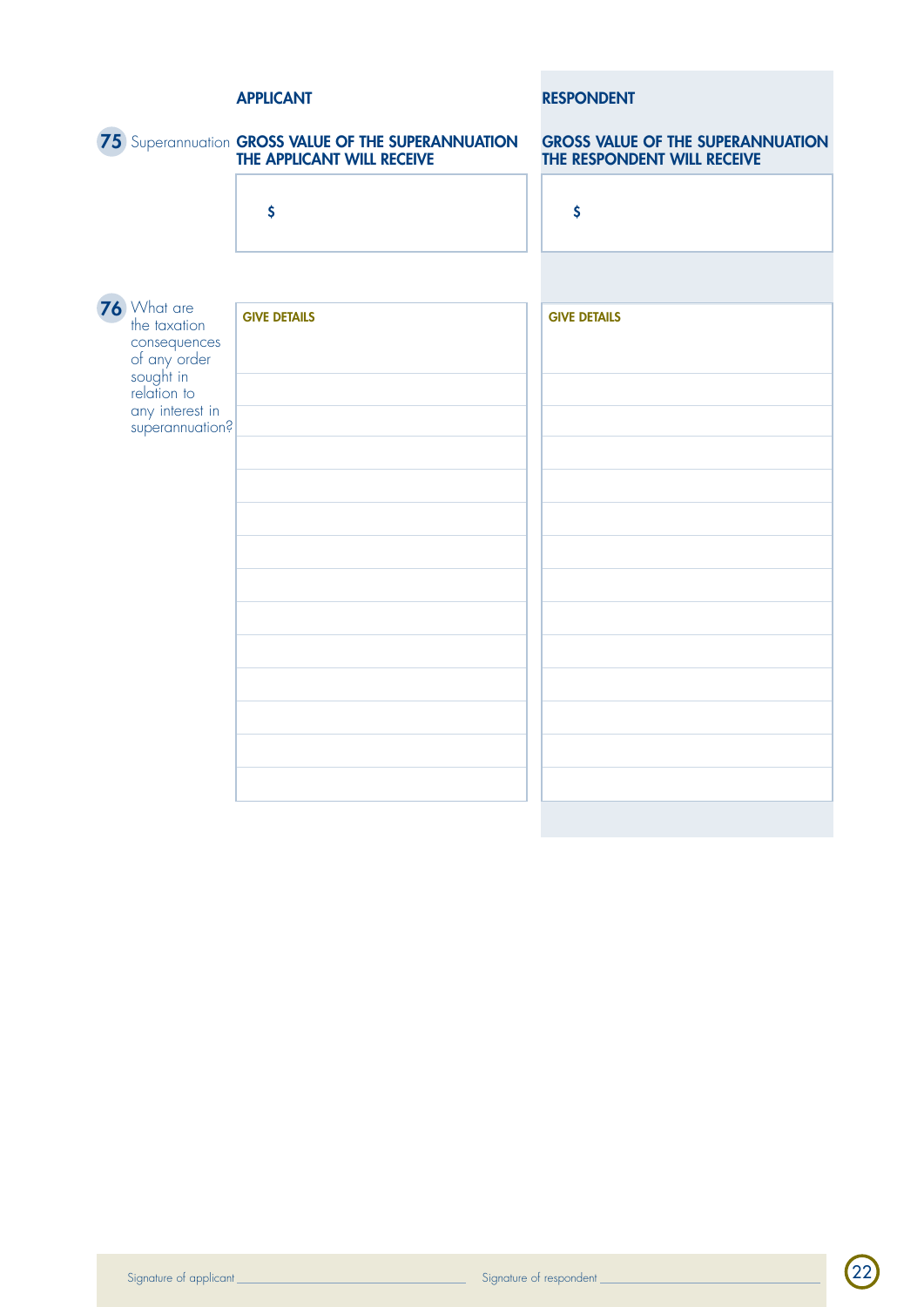| | APPLICANT | RESPONDENT |
|---|---|---|
| **75** Superannuation | **GROSS VALUE OF THE SUPERANNUATION THE APPLICANT WILL RECEIVE** | **GROSS VALUE OF THE SUPERANNUATION THE RESPONDENT WILL RECEIVE** |
| | $ | $ |
| **76** What are the taxation consequences of any order sought in relation to any interest in superannuation? | **GIVE DETAILS** | **GIVE DETAILS** |

Signature of applicant ____________________ Signature of respondent ____________________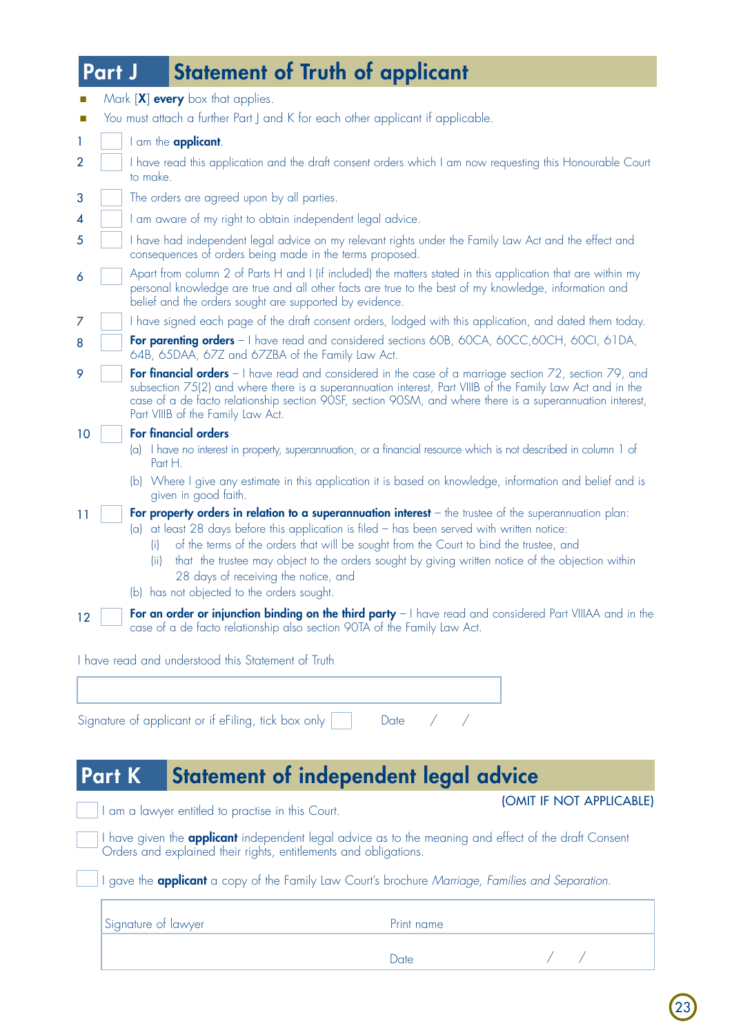## Part J Statement of Truth of applicant

- Mark [X] **every** box that applies.
- You must attach a further Part J and K for each other applicant if applicable.

1. ☐ I am the **applicant**.
2. ☐ I have read this application and the draft consent orders which I am now requesting this Honourable Court to make.
3. ☐ The orders are agreed upon by all parties.
4. ☐ I am aware of my right to obtain independent legal advice.
5. ☐ I have had independent legal advice on my relevant rights under the Family Law Act and the effect and consequences of orders being made in the terms proposed.
6. ☐ Apart from column 2 of Parts H and I (if included) the matters stated in this application that are within my personal knowledge are true and all other facts are true to the best of my knowledge, information and belief and the orders sought are supported by evidence.
7. ☐ I have signed each page of the draft consent orders, lodged with this application, and dated them today.
8. ☐ **For parenting orders** – I have read and considered sections 60B, 60CA, 60CC,60CH, 60CI, 61DA, 64B, 65DAA, 67Z and 67ZBA of the Family Law Act.
9. ☐ **For financial orders** – I have read and considered in the case of a marriage section 72, section 79, and subsection 75(2) and where there is a superannuation interest, Part VIIIB of the Family Law Act and in the case of a de facto relationship section 90SF, section 90SM, and where there is a superannuation interest, Part VIIIB of the Family Law Act.
10. ☐ **For financial orders**
    - (a) I have no interest in property, superannuation, or a financial resource which is not described in column 1 of Part H.
    - (b) Where I give any estimate in this application it is based on knowledge, information and belief and is given in good faith.
11. ☐ **For property orders in relation to a superannuation interest** – the trustee of the superannuation plan:
    - (a) at least 28 days before this application is filed – has been served with written notice:
      - (i) of the terms of the orders that will be sought from the Court to bind the trustee, and
      - (ii) that the trustee may object to the orders sought by giving written notice of the objection within 28 days of receiving the notice, and
    - (b) has not objected to the orders sought.
12. ☐ **For an order or injunction binding on the third party** – I have read and considered Part VIIIAA and in the case of a de facto relationship also section 90TA of the Family Law Act.

I have read and understood this Statement of Truth

Signature of applicant or if eFiling, tick box only ☐ Date / /

## Part K Statement of independent legal advice

(OMIT IF NOT APPLICABLE)

☐ I am a lawyer entitled to practise in this Court.

☐ I have given the **applicant** independent legal advice as to the meaning and effect of the draft Consent Orders and explained their rights, entitlements and obligations.

☐ I gave the **applicant** a copy of the Family Law Court's brochure *Marriage, Families and Separation*.

| Signature of lawyer | Print name |
|---|---|
| | Date / / |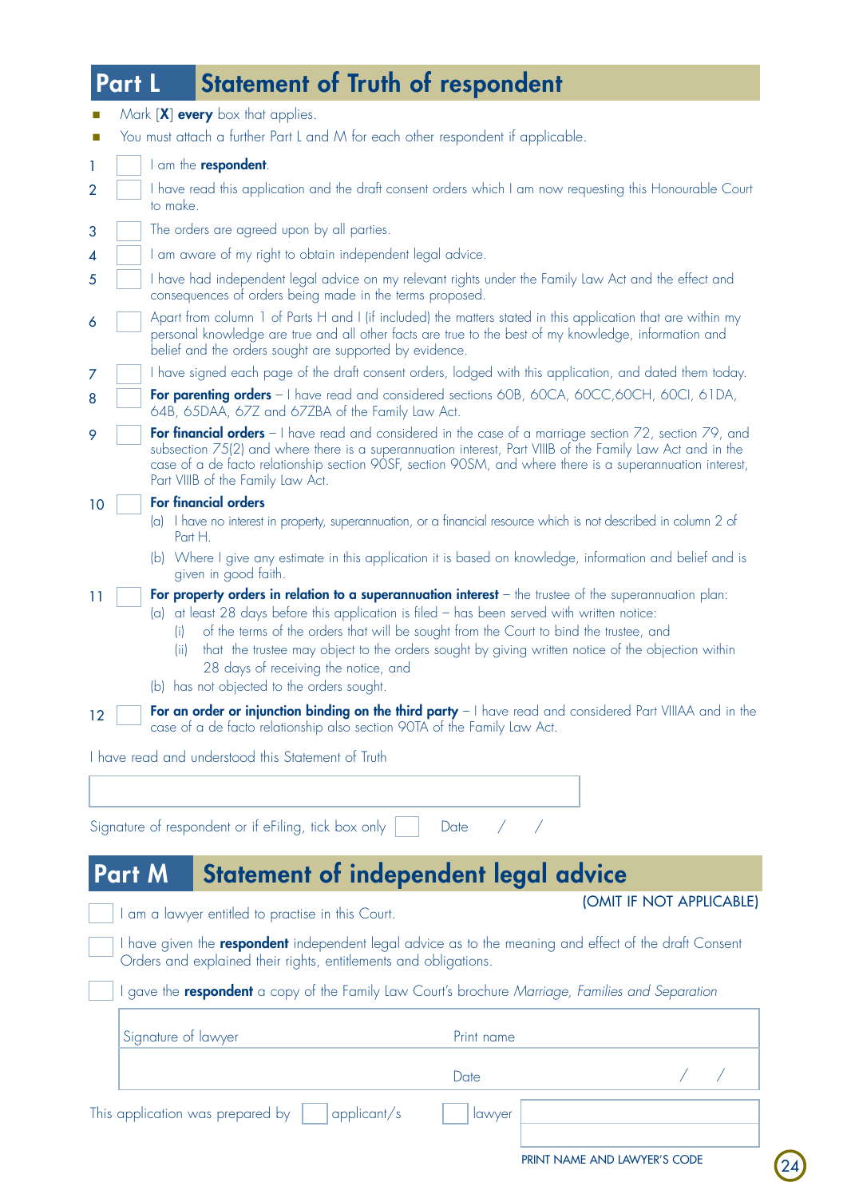## Part L Statement of Truth of respondent

- Mark [X] **every** box that applies.
- You must attach a further Part L and M for each other respondent if applicable.

1 ☐ I am the **respondent**.

2 ☐ I have read this application and the draft consent orders which I am now requesting this Honourable Court to make.

3 ☐ The orders are agreed upon by all parties.

4 ☐ I am aware of my right to obtain independent legal advice.

5 ☐ I have had independent legal advice on my relevant rights under the Family Law Act and the effect and consequences of orders being made in the terms proposed.

6 ☐ Apart from column 1 of Parts H and I (if included) the matters stated in this application that are within my personal knowledge are true and all other facts are true to the best of my knowledge, information and belief and the orders sought are supported by evidence.

7 ☐ I have signed each page of the draft consent orders, lodged with this application, and dated them today.

8 ☐ **For parenting orders** – I have read and considered sections 60B, 60CA, 60CC,60CH, 60CI, 61DA, 64B, 65DAA, 67Z and 67ZBA of the Family Law Act.

9 ☐ **For financial orders** – I have read and considered in the case of a marriage section 72, section 79, and subsection 75(2) and where there is a superannuation interest, Part VIIIB of the Family Law Act and in the case of a de facto relationship section 90SF, section 90SM, and where there is a superannuation interest, Part VIIIB of the Family Law Act.

10 ☐ **For financial orders**

(a) I have no interest in property, superannuation, or a financial resource which is not described in column 2 of Part H.

(b) Where I give any estimate in this application it is based on knowledge, information and belief and is given in good faith.

11 ☐ **For property orders in relation to a superannuation interest** – the trustee of the superannuation plan:

(a) at least 28 days before this application is filed – has been served with written notice:

(i) of the terms of the orders that will be sought from the Court to bind the trustee, and

(ii) that the trustee may object to the orders sought by giving written notice of the objection within 28 days of receiving the notice, and

(b) has not objected to the orders sought.

12 ☐ **For an order or injunction binding on the third party** – I have read and considered Part VIIIAA and in the case of a de facto relationship also section 90TA of the Family Law Act.

I have read and understood this Statement of Truth

Signature of respondent or if eFiling, tick box only ☐ Date / /

## Part M Statement of independent legal advice

(OMIT IF NOT APPLICABLE)

☐ I am a lawyer entitled to practise in this Court.

☐ I have given the **respondent** independent legal advice as to the meaning and effect of the draft Consent Orders and explained their rights, entitlements and obligations.

☐ I gave the **respondent** a copy of the Family Law Court's brochure *Marriage, Families and Separation*

| Signature of lawyer | Print name |
|---|---|
| | Date / / |

This application was prepared by ☐ applicant/s ☐ lawyer

PRINT NAME AND LAWYER'S CODE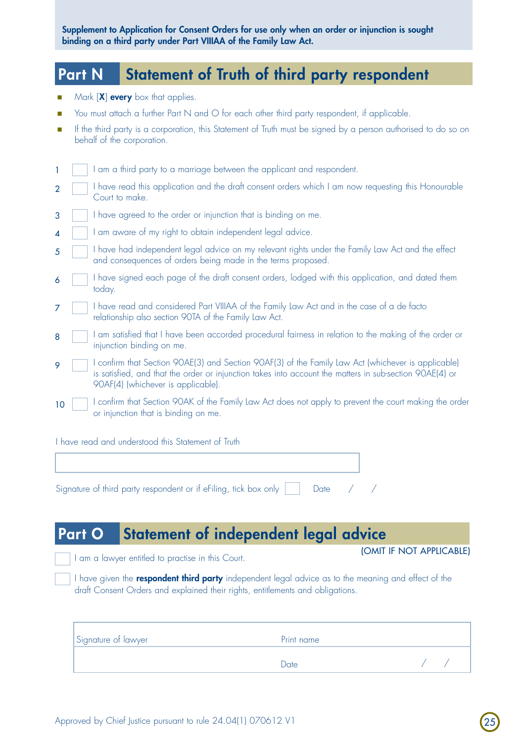**Supplement to Application for Consent Orders for use only when an order or injunction is sought binding on a third party under Part VIIIAA of the Family Law Act.**

## Part N Statement of Truth of third party respondent

- Mark [X] **every** box that applies.
- You must attach a further Part N and O for each other third party respondent, if applicable.
- If the third party is a corporation, this Statement of Truth must be signed by a person authorised to do so on behalf of the corporation.

1. ☐ I am a third party to a marriage between the applicant and respondent.
2. ☐ I have read this application and the draft consent orders which I am now requesting this Honourable Court to make.
3. ☐ I have agreed to the order or injunction that is binding on me.
4. ☐ I am aware of my right to obtain independent legal advice.
5. ☐ I have had independent legal advice on my relevant rights under the Family Law Act and the effect and consequences of orders being made in the terms proposed.
6. ☐ I have signed each page of the draft consent orders, lodged with this application, and dated them today.
7. ☐ I have read and considered Part VIIIAA of the Family Law Act and in the case of a de facto relationship also section 90TA of the Family Law Act.
8. ☐ I am satisfied that I have been accorded procedural fairness in relation to the making of the order or injunction binding on me.
9. ☐ I confirm that Section 90AE(3) and Section 90AF(3) of the Family Law Act (whichever is applicable) is satisfied, and that the order or injunction takes into account the matters in sub-section 90AE(4) or 90AF(4) (whichever is applicable).
10. ☐ I confirm that Section 90AK of the Family Law Act does not apply to prevent the court making the order or injunction that is binding on me.

I have read and understood this Statement of Truth

Signature of third party respondent or if eFiling, tick box only ☐ Date / /

## Part O Statement of independent legal advice

(OMIT IF NOT APPLICABLE)

☐ I am a lawyer entitled to practise in this Court.

☐ I have given the **respondent third party** independent legal advice as to the meaning and effect of the draft Consent Orders and explained their rights, entitlements and obligations.

| Signature of lawyer | Print name |
|---|---|
| | Date / / |

Approved by Chief Justice pursuant to rule 24.04(1) 070612 V1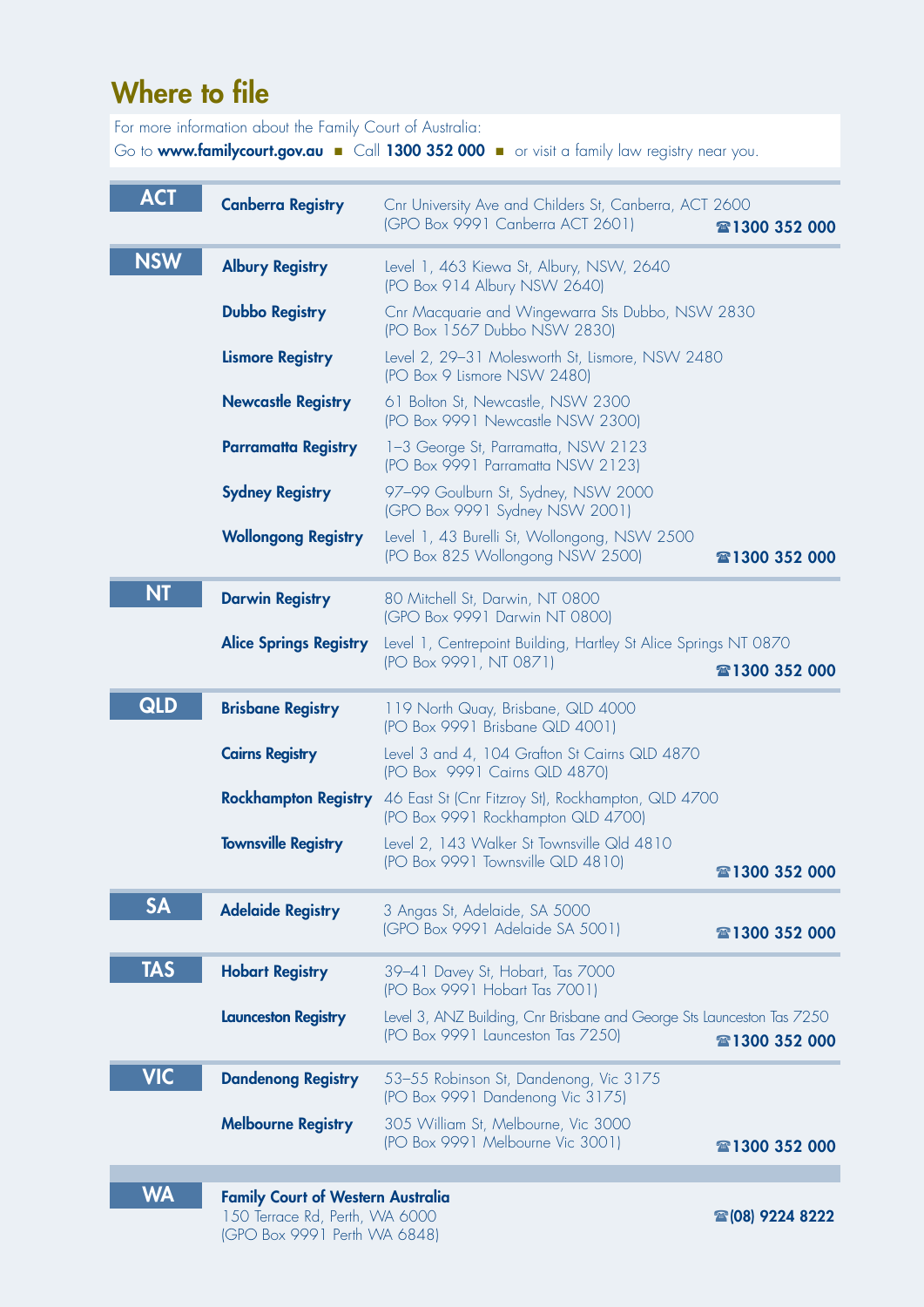# Where to file

For more information about the Family Court of Australia:
Go to **www.familycourt.gov.au** ■ Call **1300 352 000** ■ or visit a family law registry near you.

| State | Registry | Address | Phone |
|---|---|---|---|
| **ACT** | **Canberra Registry** | Cnr University Ave and Childers St, Canberra, ACT 2600<br>(GPO Box 9991 Canberra ACT 2601) | ☎**1300 352 000** |
| **NSW** | **Albury Registry** | Level 1, 463 Kiewa St, Albury, NSW, 2640<br>(PO Box 914 Albury NSW 2640) | |
| | **Dubbo Registry** | Cnr Macquarie and Wingewarra Sts Dubbo, NSW 2830<br>(PO Box 1567 Dubbo NSW 2830) | |
| | **Lismore Registry** | Level 2, 29–31 Molesworth St, Lismore, NSW 2480<br>(PO Box 9 Lismore NSW 2480) | |
| | **Newcastle Registry** | 61 Bolton St, Newcastle, NSW 2300<br>(PO Box 9991 Newcastle NSW 2300) | |
| | **Parramatta Registry** | 1–3 George St, Parramatta, NSW 2123<br>(PO Box 9991 Parramatta NSW 2123) | |
| | **Sydney Registry** | 97–99 Goulburn St, Sydney, NSW 2000<br>(GPO Box 9991 Sydney NSW 2001) | |
| | **Wollongong Registry** | Level 1, 43 Burelli St, Wollongong, NSW 2500<br>(PO Box 825 Wollongong NSW 2500) | ☎**1300 352 000** |
| **NT** | **Darwin Registry** | 80 Mitchell St, Darwin, NT 0800<br>(GPO Box 9991 Darwin NT 0800) | |
| | **Alice Springs Registry** | Level 1, Centrepoint Building, Hartley St Alice Springs NT 0870<br>(PO Box 9991, NT 0871) | ☎**1300 352 000** |
| **QLD** | **Brisbane Registry** | 119 North Quay, Brisbane, QLD 4000<br>(PO Box 9991 Brisbane QLD 4001) | |
| | **Cairns Registry** | Level 3 and 4, 104 Grafton St Cairns QLD 4870<br>(PO Box 9991 Cairns QLD 4870) | |
| | **Rockhampton Registry** | 46 East St (Cnr Fitzroy St), Rockhampton, QLD 4700<br>(PO Box 9991 Rockhampton QLD 4700) | |
| | **Townsville Registry** | Level 2, 143 Walker St Townsville Qld 4810<br>(PO Box 9991 Townsville QLD 4810) | ☎**1300 352 000** |
| **SA** | **Adelaide Registry** | 3 Angas St, Adelaide, SA 5000<br>(GPO Box 9991 Adelaide SA 5001) | ☎**1300 352 000** |
| **TAS** | **Hobart Registry** | 39–41 Davey St, Hobart, Tas 7000<br>(PO Box 9991 Hobart Tas 7001) | |
| | **Launceston Registry** | Level 3, ANZ Building, Cnr Brisbane and George Sts Launceston Tas 7250<br>(PO Box 9991 Launceston Tas 7250) | ☎**1300 352 000** |
| **VIC** | **Dandenong Registry** | 53–55 Robinson St, Dandenong, Vic 3175<br>(PO Box 9991 Dandenong Vic 3175) | |
| | **Melbourne Registry** | 305 William St, Melbourne, Vic 3000<br>(PO Box 9991 Melbourne Vic 3001) | ☎**1300 352 000** |
| **WA** | **Family Court of Western Australia** | 150 Terrace Rd, Perth, WA 6000<br>(GPO Box 9991 Perth WA 6848) | ☎**(08) 9224 8222** |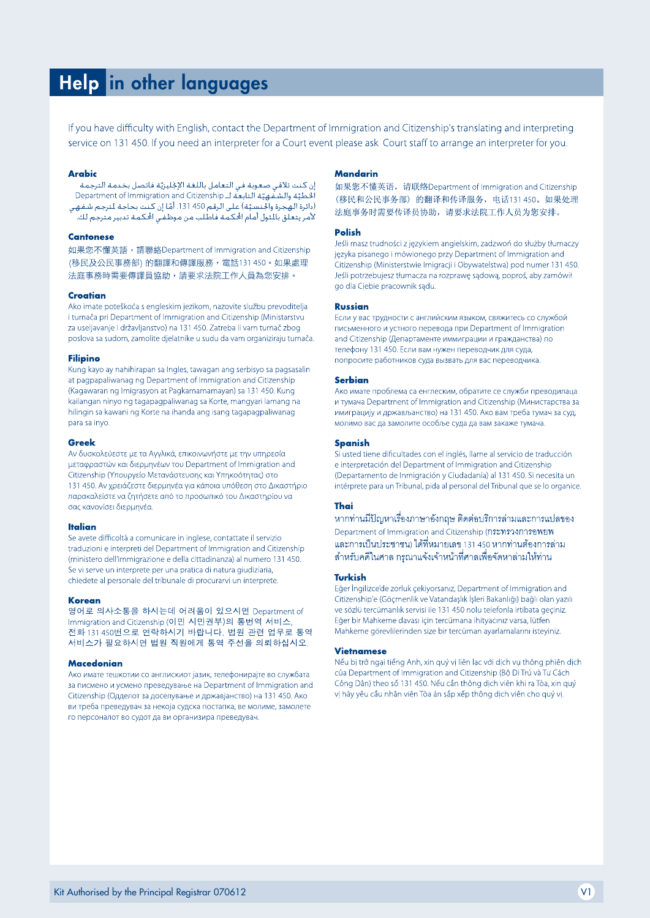# Help in other languages

If you have difficulty with English, contact the Department of Immigration and Citizenship's translating and interpreting service on 131 450. If you need an interpreter for a Court event please ask Court staff to arrange an interpreter for you.

### Arabic

إن كنت تلاقي صعوبة في التعامل باللغة الإنجليزيّة فاتصل بخدمة الترجمة الخطيّة والشفهيّة التابعة لـ Department of Immigration and Citizenship (دائرة الهجرة والجنسيّة) على الرقم 450 131. أمّا إن كنت بحاجة لمترجم شفهي لأمر يتعلّق بالمثول أمام المحكمة فاطلب من موظفي المحكمة تدبير مترجم لك.

### Cantonese

如果您不懂英語，請聯絡Department of Immigration and Citizenship (移民及公民事務部) 的翻譯和傳譯服務，電話131 450。如果處理法庭事務時需要傳譯員協助，請要求法院工作人員為您安排。

### Croatian

Ako imate poteškoća s engleskim jezikom, nazovite službu prevoditelja i tumača pri Department of Immigration and Citizenship (Ministarstvu za useljavanje i državljanstvo) na 131 450. Zatreba li vam tumač zbog poslova sa sudom, zamolite djelatnike u sudu da vam organiziraju tumača.

### Filipino

Kung kayo ay nahihirapan sa Ingles, tawagan ang serbisyo sa pagsasalin at pagpapaliwanag ng Department of Immigration and Citizenship (Kagawaran ng Imigrasyon at Pagkamamamayan) sa 131 450. Kung kailangan ninyo ng tagapagpaliwanag sa Korte, mangyari lamang na hilingin sa kawani ng Korte na ihanda ang isang tagapagpaliwanag para sa inyo.

### Greek

Αν δυσκολεύεστε με τα Αγγλικά, επικοινωνήστε με την υπηρεσία μεταφραστών και διερμηνέων του Department of Immigration and Citizenship (Υπουργείο Μετανάστευσης και Υπηκοότητας) στο 131 450. Αν χρειάζεστε διερμηνέα για κάποια υπόθεση στο Δικαστήριο παρακαλείστε να ζητήσετε από το προσωπικό του Δικαστηρίου να σας κανονίσει διερμηνέα.

### Italian

Se avete difficoltà a comunicare in inglese, contattate il servizio traduzioni e interpreti del Department of Immigration and Citizenship (ministero dell'immigrazione e della cittadinanza) al numero 131 450. Se vi serve un interprete per una pratica di natura giudiziaria, chiedete al personale del tribunale di procurarvi un interprete.

### Korean

영어로 의사소통을 하시는데 어려움이 있으시면 Department of Immigration and Citizenship (이민 시민권부)의 통번역 서비스, 전화 131 450번으로 연락하시기 바랍니다. 법원 관련 업무로 통역 서비스가 필요하시면 법원 직원에게 통역 주선을 의뢰하십시오.

### Macedonian

Ако имате тешкотии со англискиот јазик, телефонирајте во службата за писмено и усмено преведување на Department of Immigration and Citizenship (Одделот за доселување и државјанство) на 131 450. Ако ви треба преведувач за некоја судска постапка, ве молиме, замолете го персоналот во судот да ви организира преведувач.

### Mandarin

如果您不懂英语，请联络Department of Immigration and Citizenship（移民和公民事务部）的翻译和传译服务，电话131 450。如果处理法庭事务时需要传译员协助，请要求法院工作人员为您安排。

### Polish

Jeśli masz trudności z językiem angielskim, zadzwoń do służby tłumaczy języka pisanego i mówionego przy Department of Immigration and Citizenship (Ministerstwie Imigracji i Obywatelstwa) pod numer 131 450. Jeśli potrzebujesz tłumacza na rozprawę sądową, poproś, aby zamówił go dla Ciebie pracownik sądu.

### Russian

Если у вас трудности с английским языком, свяжитесь со службой письменного и устного перевода при Department of Immigration and Citizenship (Департаменте иммиграции и гражданства) по телефону 131 450. Если вам нужен переводчик для суда, попросите работников суда вызвать для вас переводчика.

### Serbian

Ако имате проблема са енглеским, обратите се служби преводилаца и тумача Department of Immigration and Citizenship (Министарства за имиграцију и држављанство) на 131 450. Ако вам треба тумач за суд, молимо вас да замолите особље суда да вам закаже тумача.

### Spanish

Si usted tiene dificultades con el inglés, llame al servicio de traducción e interpretación del Department of Immigration and Citizenship (Departamento de Inmigración y Ciudadanía) al 131 450. Si necesita un intérprete para un Tribunal, pida al personal del Tribunal que se lo organice.

### Thai

หากท่านมีปัญหาเรื่องภาษาอังกฤษ ติดต่อบริการล่ามและการแปลของ Department of Immigration and Citizenship (กระทรวงการอพยพและการเป็นประชาชน) ได้ที่หมายเลข 131 450 หากท่านต้องการล่ามสำหรับคดีในศาล กรุณาแจ้งเจ้าหน้าที่ศาลเพื่อจัดหาล่ามให้ท่าน

### Turkish

Eğer İngilizce'de zorluk çekiyorsanız, Department of Immigration and Citizenship'e (Göçmenlik ve Vatandaşlık İşleri Bakanlığı) bağlı olan yazılı ve sözlü tercümanlık servisi ile 131 450 nolu telefonla irtibata geçiniz. Eğer bir Mahkeme davası için tercümana ihtiyacınız varsa, lütfen Mahkeme görevlilerinden size bir tercüman ayarlamalarını isteyiniz.

### Vietnamese

Nếu bị trở ngại tiếng Anh, xin quý vị liên lạc với dịch vụ thông phiên dịch của Department of Immigration and Citizenship (Bộ Di Trú và Tư Cách Công Dân) theo số 131 450. Nếu cần thông dịch viên khi ra Tòa, xin quý vị hãy yêu cầu nhân viên Tòa án sắp xếp thông dịch viên cho quý vị.

Kit Authorised by the Principal Registrar 070612

V1